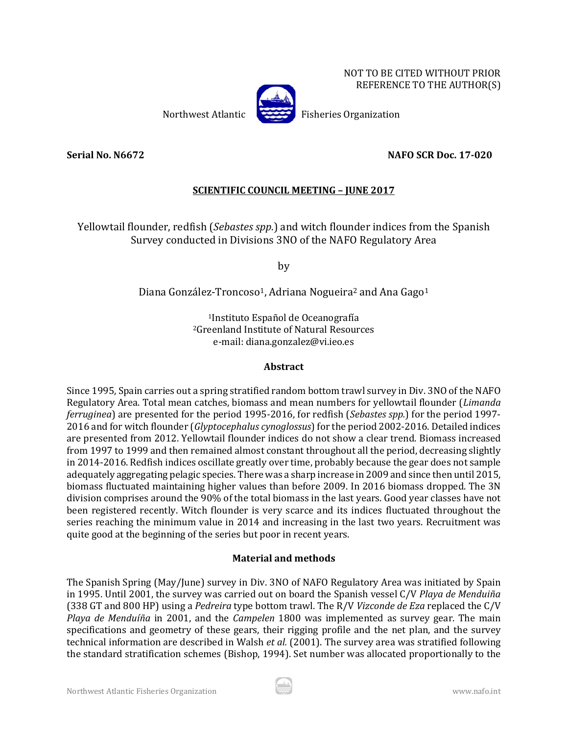NOT TO BE CITED WITHOUT PRIOR REFERENCE TO THE AUTHOR(S)

Northwest Atlantic Fisheries Organization

**Serial No. N6672** **NAFO SCR Doc. 17-020**

**SCIENTIFIC COUNCIL MEETING – JUNE 2017**

# Yellowtail flounder, redfish (*Sebastes spp.*) and witch flounder indices from the Spanish Survey conducted in Divisions 3NO of the NAFO Regulatory Area

by

Diana González-Troncoso[1], Adriana Nogueira[2] and Ana Gago[1]

[1]Instituto Español de Oceanografía
[2]Greenland Institute of Natural Resources
e-mail: diana.gonzalez@vi.ieo.es

## Abstract

Since 1995, Spain carries out a spring stratified random bottom trawl survey in Div. 3NO of the NAFO Regulatory Area. Total mean catches, biomass and mean numbers for yellowtail flounder (*Limanda ferruginea*) are presented for the period 1995-2016, for redfish (*Sebastes spp.*) for the period 1997-2016 and for witch flounder (*Glyptocephalus cynoglossus*) for the period 2002-2016. Detailed indices are presented from 2012. Yellowtail flounder indices do not show a clear trend. Biomass increased from 1997 to 1999 and then remained almost constant throughout all the period, decreasing slightly in 2014-2016. Redfish indices oscillate greatly over time, probably because the gear does not sample adequately aggregating pelagic species. There was a sharp increase in 2009 and since then until 2015, biomass fluctuated maintaining higher values than before 2009. In 2016 biomass dropped. The 3N division comprises around the 90% of the total biomass in the last years. Good year classes have not been registered recently. Witch flounder is very scarce and its indices fluctuated throughout the series reaching the minimum value in 2014 and increasing in the last two years. Recruitment was quite good at the beginning of the series but poor in recent years.

## Material and methods

The Spanish Spring (May/June) survey in Div. 3NO of NAFO Regulatory Area was initiated by Spain in 1995. Until 2001, the survey was carried out on board the Spanish vessel C/V *Playa de Menduíña* (338 GT and 800 HP) using a *Pedreira* type bottom trawl. The R/V *Vizconde de Eza* replaced the C/V *Playa de Menduíña* in 2001, and the *Campelen* 1800 was implemented as survey gear. The main specifications and geometry of these gears, their rigging profile and the net plan, and the survey technical information are described in Walsh *et al.* (2001). The survey area was stratified following the standard stratification schemes (Bishop, 1994). Set number was allocated proportionally to the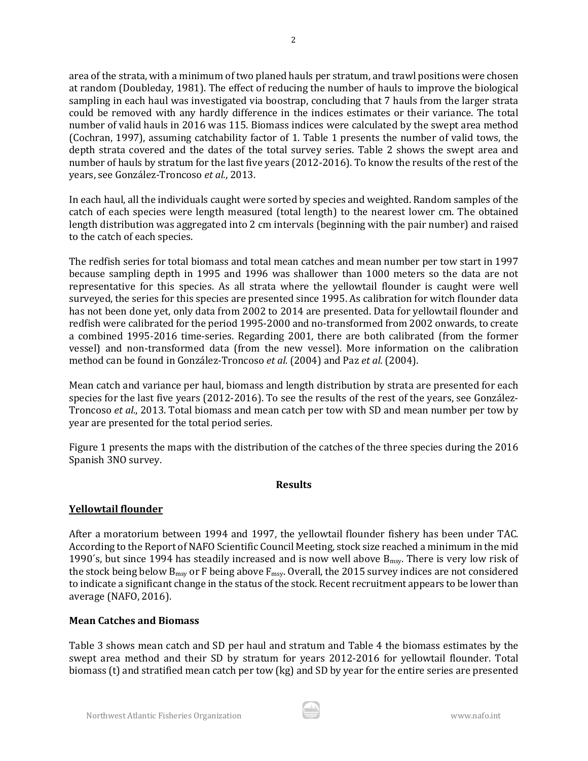area of the strata, with a minimum of two planed hauls per stratum, and trawl positions were chosen at random (Doubleday, 1981). The effect of reducing the number of hauls to improve the biological sampling in each haul was investigated via boostrap, concluding that 7 hauls from the larger strata could be removed with any hardly difference in the indices estimates or their variance. The total number of valid hauls in 2016 was 115. Biomass indices were calculated by the swept area method (Cochran, 1997), assuming catchability factor of 1. Table 1 presents the number of valid tows, the depth strata covered and the dates of the total survey series. Table 2 shows the swept area and number of hauls by stratum for the last five years (2012-2016). To know the results of the rest of the years, see González-Troncoso *et al.*, 2013.

In each haul, all the individuals caught were sorted by species and weighted. Random samples of the catch of each species were length measured (total length) to the nearest lower cm. The obtained length distribution was aggregated into 2 cm intervals (beginning with the pair number) and raised to the catch of each species.

The redfish series for total biomass and total mean catches and mean number per tow start in 1997 because sampling depth in 1995 and 1996 was shallower than 1000 meters so the data are not representative for this species. As all strata where the yellowtail flounder is caught were well surveyed, the series for this species are presented since 1995. As calibration for witch flounder data has not been done yet, only data from 2002 to 2014 are presented. Data for yellowtail flounder and redfish were calibrated for the period 1995-2000 and no-transformed from 2002 onwards, to create a combined 1995-2016 time-series. Regarding 2001, there are both calibrated (from the former vessel) and non-transformed data (from the new vessel). More information on the calibration method can be found in González-Troncoso *et al.* (2004) and Paz *et al.* (2004).

Mean catch and variance per haul, biomass and length distribution by strata are presented for each species for the last five years (2012-2016). To see the results of the rest of the years, see González-Troncoso *et al.*, 2013. Total biomass and mean catch per tow with SD and mean number per tow by year are presented for the total period series.

Figure 1 presents the maps with the distribution of the catches of the three species during the 2016 Spanish 3NO survey.

## Results

### Yellowtail flounder

After a moratorium between 1994 and 1997, the yellowtail flounder fishery has been under TAC. According to the Report of NAFO Scientific Council Meeting, stock size reached a minimum in the mid 1990´s, but since 1994 has steadily increased and is now well above $B_{msy}$. There is very low risk of the stock being below $B_{msy}$ or F being above $F_{msy}$. Overall, the 2015 survey indices are not considered to indicate a significant change in the status of the stock. Recent recruitment appears to be lower than average (NAFO, 2016).

#### Mean Catches and Biomass

Table 3 shows mean catch and SD per haul and stratum and Table 4 the biomass estimates by the swept area method and their SD by stratum for years 2012-2016 for yellowtail flounder. Total biomass (t) and stratified mean catch per tow (kg) and SD by year for the entire series are presented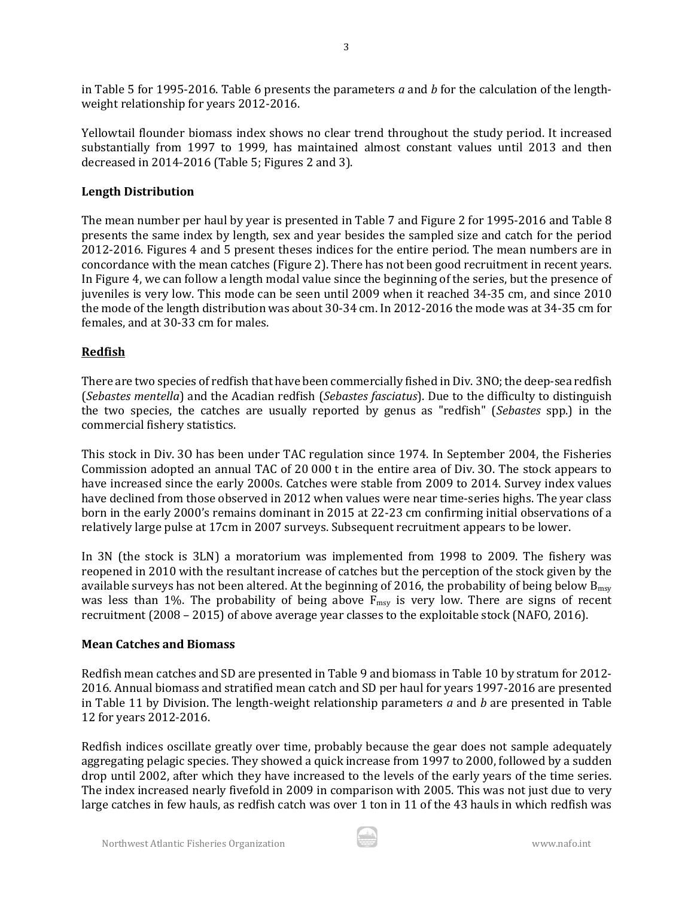in Table 5 for 1995-2016. Table 6 presents the parameters *a* and *b* for the calculation of the length-weight relationship for years 2012-2016.

Yellowtail flounder biomass index shows no clear trend throughout the study period. It increased substantially from 1997 to 1999, has maintained almost constant values until 2013 and then decreased in 2014-2016 (Table 5; Figures 2 and 3).

**Length Distribution**

The mean number per haul by year is presented in Table 7 and Figure 2 for 1995-2016 and Table 8 presents the same index by length, sex and year besides the sampled size and catch for the period 2012-2016. Figures 4 and 5 present theses indices for the entire period. The mean numbers are in concordance with the mean catches (Figure 2). There has not been good recruitment in recent years. In Figure 4, we can follow a length modal value since the beginning of the series, but the presence of juveniles is very low. This mode can be seen until 2009 when it reached 34-35 cm, and since 2010 the mode of the length distribution was about 30-34 cm. In 2012-2016 the mode was at 34-35 cm for females, and at 30-33 cm for males.

**Redfish**

There are two species of redfish that have been commercially fished in Div. 3NO; the deep-sea redfish (*Sebastes mentella*) and the Acadian redfish (*Sebastes fasciatus*). Due to the difficulty to distinguish the two species, the catches are usually reported by genus as "redfish" (*Sebastes* spp.) in the commercial fishery statistics.

This stock in Div. 3O has been under TAC regulation since 1974. In September 2004, the Fisheries Commission adopted an annual TAC of 20 000 t in the entire area of Div. 3O. The stock appears to have increased since the early 2000s. Catches were stable from 2009 to 2014. Survey index values have declined from those observed in 2012 when values were near time-series highs. The year class born in the early 2000's remains dominant in 2015 at 22-23 cm confirming initial observations of a relatively large pulse at 17cm in 2007 surveys. Subsequent recruitment appears to be lower.

In 3N (the stock is 3LN) a moratorium was implemented from 1998 to 2009. The fishery was reopened in 2010 with the resultant increase of catches but the perception of the stock given by the available surveys has not been altered. At the beginning of 2016, the probability of being below $B_{msy}$ was less than 1%. The probability of being above $F_{msy}$ is very low. There are signs of recent recruitment (2008 – 2015) of above average year classes to the exploitable stock (NAFO, 2016).

**Mean Catches and Biomass**

Redfish mean catches and SD are presented in Table 9 and biomass in Table 10 by stratum for 2012-2016. Annual biomass and stratified mean catch and SD per haul for years 1997-2016 are presented in Table 11 by Division. The length-weight relationship parameters *a* and *b* are presented in Table 12 for years 2012-2016.

Redfish indices oscillate greatly over time, probably because the gear does not sample adequately aggregating pelagic species. They showed a quick increase from 1997 to 2000, followed by a sudden drop until 2002, after which they have increased to the levels of the early years of the time series. The index increased nearly fivefold in 2009 in comparison with 2005. This was not just due to very large catches in few hauls, as redfish catch was over 1 ton in 11 of the 43 hauls in which redfish was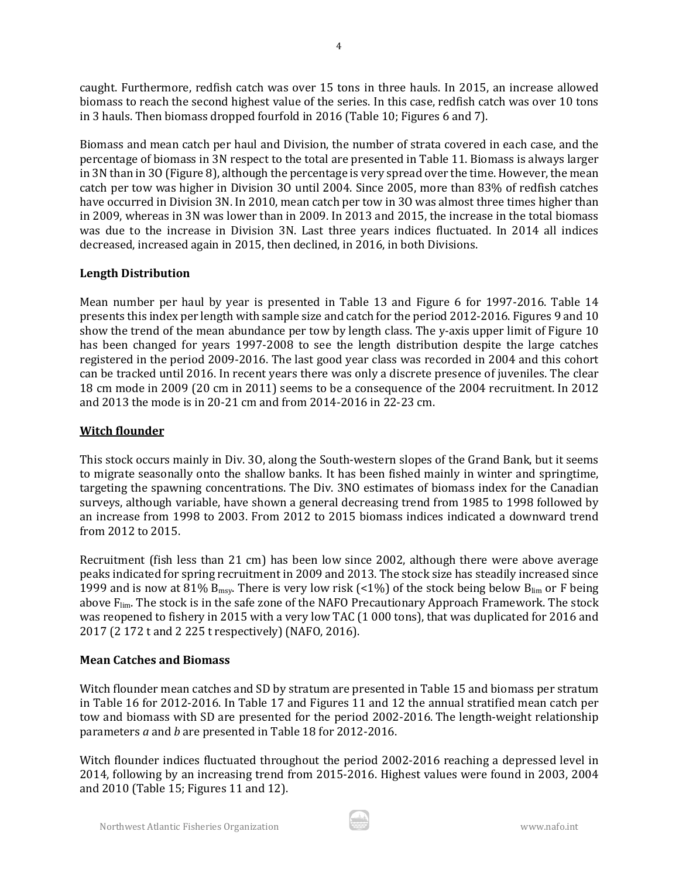caught. Furthermore, redfish catch was over 15 tons in three hauls. In 2015, an increase allowed biomass to reach the second highest value of the series. In this case, redfish catch was over 10 tons in 3 hauls. Then biomass dropped fourfold in 2016 (Table 10; Figures 6 and 7).

Biomass and mean catch per haul and Division, the number of strata covered in each case, and the percentage of biomass in 3N respect to the total are presented in Table 11. Biomass is always larger in 3N than in 3O (Figure 8), although the percentage is very spread over the time. However, the mean catch per tow was higher in Division 3O until 2004. Since 2005, more than 83% of redfish catches have occurred in Division 3N. In 2010, mean catch per tow in 3O was almost three times higher than in 2009, whereas in 3N was lower than in 2009. In 2013 and 2015, the increase in the total biomass was due to the increase in Division 3N. Last three years indices fluctuated. In 2014 all indices decreased, increased again in 2015, then declined, in 2016, in both Divisions.

### Length Distribution

Mean number per haul by year is presented in Table 13 and Figure 6 for 1997-2016. Table 14 presents this index per length with sample size and catch for the period 2012-2016. Figures 9 and 10 show the trend of the mean abundance per tow by length class. The y-axis upper limit of Figure 10 has been changed for years 1997-2008 to see the length distribution despite the large catches registered in the period 2009-2016. The last good year class was recorded in 2004 and this cohort can be tracked until 2016. In recent years there was only a discrete presence of juveniles. The clear 18 cm mode in 2009 (20 cm in 2011) seems to be a consequence of the 2004 recruitment. In 2012 and 2013 the mode is in 20-21 cm and from 2014-2016 in 22-23 cm.

## Witch flounder

This stock occurs mainly in Div. 3O, along the South-western slopes of the Grand Bank, but it seems to migrate seasonally onto the shallow banks. It has been fished mainly in winter and springtime, targeting the spawning concentrations. The Div. 3NO estimates of biomass index for the Canadian surveys, although variable, have shown a general decreasing trend from 1985 to 1998 followed by an increase from 1998 to 2003. From 2012 to 2015 biomass indices indicated a downward trend from 2012 to 2015.

Recruitment (fish less than 21 cm) has been low since 2002, although there were above average peaks indicated for spring recruitment in 2009 and 2013. The stock size has steadily increased since 1999 and is now at 81% $B_{msy}$. There is very low risk (<1%) of the stock being below $B_{lim}$ or F being above $F_{lim}$. The stock is in the safe zone of the NAFO Precautionary Approach Framework. The stock was reopened to fishery in 2015 with a very low TAC (1 000 tons), that was duplicated for 2016 and 2017 (2 172 t and 2 225 t respectively) (NAFO, 2016).

### Mean Catches and Biomass

Witch flounder mean catches and SD by stratum are presented in Table 15 and biomass per stratum in Table 16 for 2012-2016. In Table 17 and Figures 11 and 12 the annual stratified mean catch per tow and biomass with SD are presented for the period 2002-2016. The length-weight relationship parameters *a* and *b* are presented in Table 18 for 2012-2016.

Witch flounder indices fluctuated throughout the period 2002-2016 reaching a depressed level in 2014, following by an increasing trend from 2015-2016. Highest values were found in 2003, 2004 and 2010 (Table 15; Figures 11 and 12).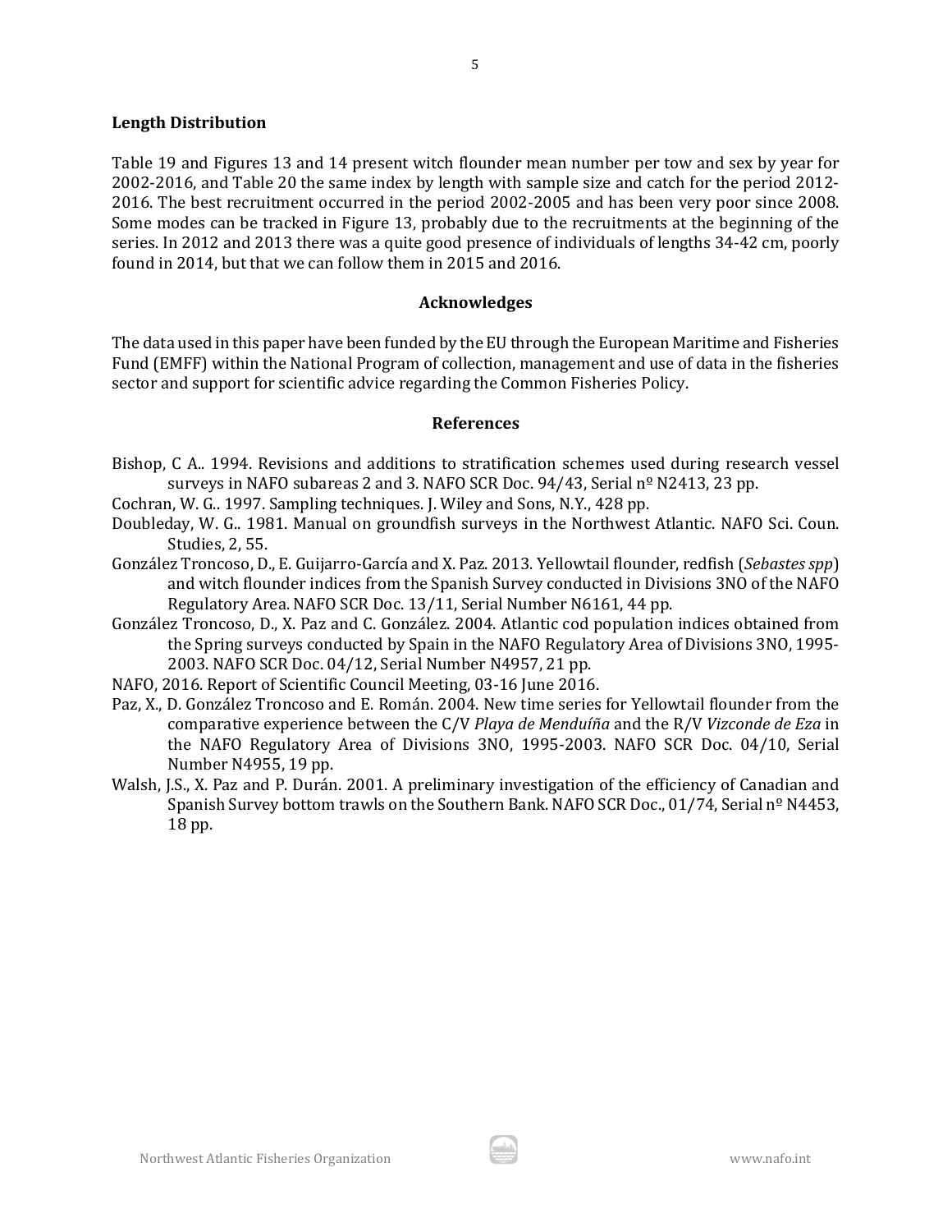### Length Distribution

Table 19 and Figures 13 and 14 present witch flounder mean number per tow and sex by year for 2002-2016, and Table 20 the same index by length with sample size and catch for the period 2012-2016. The best recruitment occurred in the period 2002-2005 and has been very poor since 2008. Some modes can be tracked in Figure 13, probably due to the recruitments at the beginning of the series. In 2012 and 2013 there was a quite good presence of individuals of lengths 34-42 cm, poorly found in 2014, but that we can follow them in 2015 and 2016.

### Acknowledges

The data used in this paper have been funded by the EU through the European Maritime and Fisheries Fund (EMFF) within the National Program of collection, management and use of data in the fisheries sector and support for scientific advice regarding the Common Fisheries Policy.

### References

Bishop, C A.. 1994. Revisions and additions to stratification schemes used during research vessel surveys in NAFO subareas 2 and 3. NAFO SCR Doc. 94/43, Serial nº N2413, 23 pp.

Cochran, W. G.. 1997. Sampling techniques. J. Wiley and Sons, N.Y., 428 pp.

Doubleday, W. G.. 1981. Manual on groundfish surveys in the Northwest Atlantic. NAFO Sci. Coun. Studies, 2, 55.

González Troncoso, D., E. Guijarro-García and X. Paz. 2013. Yellowtail flounder, redfish (*Sebastes spp*) and witch flounder indices from the Spanish Survey conducted in Divisions 3NO of the NAFO Regulatory Area. NAFO SCR Doc. 13/11, Serial Number N6161, 44 pp.

González Troncoso, D., X. Paz and C. González. 2004. Atlantic cod population indices obtained from the Spring surveys conducted by Spain in the NAFO Regulatory Area of Divisions 3NO, 1995-2003. NAFO SCR Doc. 04/12, Serial Number N4957, 21 pp.

NAFO, 2016. Report of Scientific Council Meeting, 03-16 June 2016.

Paz, X., D. González Troncoso and E. Román. 2004. New time series for Yellowtail flounder from the comparative experience between the C/V *Playa de Menduíña* and the R/V *Vizconde de Eza* in the NAFO Regulatory Area of Divisions 3NO, 1995-2003. NAFO SCR Doc. 04/10, Serial Number N4955, 19 pp.

Walsh, J.S., X. Paz and P. Durán. 2001. A preliminary investigation of the efficiency of Canadian and Spanish Survey bottom trawls on the Southern Bank. NAFO SCR Doc., 01/74, Serial nº N4453, 18 pp.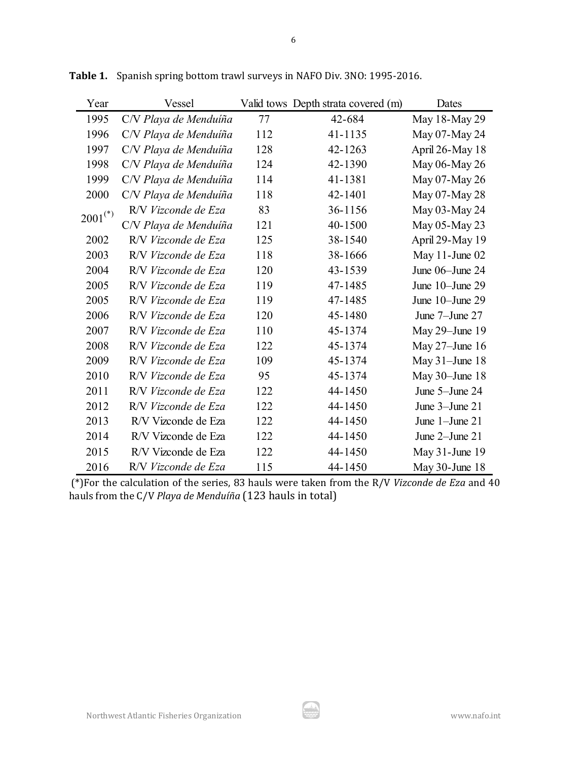**Table 1.** Spanish spring bottom trawl surveys in NAFO Div. 3NO: 1995-2016.

| Year | Vessel | Valid tows | Depth strata covered (m) | Dates |
|---|---|---|---|---|
| 1995 | C/V *Playa de Menduíña* | 77 | 42-684 | May 18-May 29 |
| 1996 | C/V *Playa de Menduíña* | 112 | 41-1135 | May 07-May 24 |
| 1997 | C/V *Playa de Menduíña* | 128 | 42-1263 | April 26-May 18 |
| 1998 | C/V *Playa de Menduíña* | 124 | 42-1390 | May 06-May 26 |
| 1999 | C/V *Playa de Menduíña* | 114 | 41-1381 | May 07-May 26 |
| 2000 | C/V *Playa de Menduíña* | 118 | 42-1401 | May 07-May 28 |
| 2001(*) | R/V *Vizconde de Eza* | 83 | 36-1156 | May 03-May 24 |
| | C/V *Playa de Menduíña* | 121 | 40-1500 | May 05-May 23 |
| 2002 | R/V *Vizconde de Eza* | 125 | 38-1540 | April 29-May 19 |
| 2003 | R/V *Vizconde de Eza* | 118 | 38-1666 | May 11-June 02 |
| 2004 | R/V *Vizconde de Eza* | 120 | 43-1539 | June 06–June 24 |
| 2005 | R/V *Vizconde de Eza* | 119 | 47-1485 | June 10–June 29 |
| 2005 | R/V *Vizconde de Eza* | 119 | 47-1485 | June 10–June 29 |
| 2006 | R/V *Vizconde de Eza* | 120 | 45-1480 | June 7–June 27 |
| 2007 | R/V *Vizconde de Eza* | 110 | 45-1374 | May 29–June 19 |
| 2008 | R/V *Vizconde de Eza* | 122 | 45-1374 | May 27–June 16 |
| 2009 | R/V *Vizconde de Eza* | 109 | 45-1374 | May 31–June 18 |
| 2010 | R/V *Vizconde de Eza* | 95 | 45-1374 | May 30–June 18 |
| 2011 | R/V *Vizconde de Eza* | 122 | 44-1450 | June 5–June 24 |
| 2012 | R/V *Vizconde de Eza* | 122 | 44-1450 | June 3–June 21 |
| 2013 | R/V Vizconde de Eza | 122 | 44-1450 | June 1–June 21 |
| 2014 | R/V Vizconde de Eza | 122 | 44-1450 | June 2–June 21 |
| 2015 | R/V Vizconde de Eza | 122 | 44-1450 | May 31-June 19 |
| 2016 | R/V *Vizconde de Eza* | 115 | 44-1450 | May 30-June 18 |

(*)For the calculation of the series, 83 hauls were taken from the R/V *Vizconde de Eza* and 40 hauls from the C/V *Playa de Menduíña* (123 hauls in total)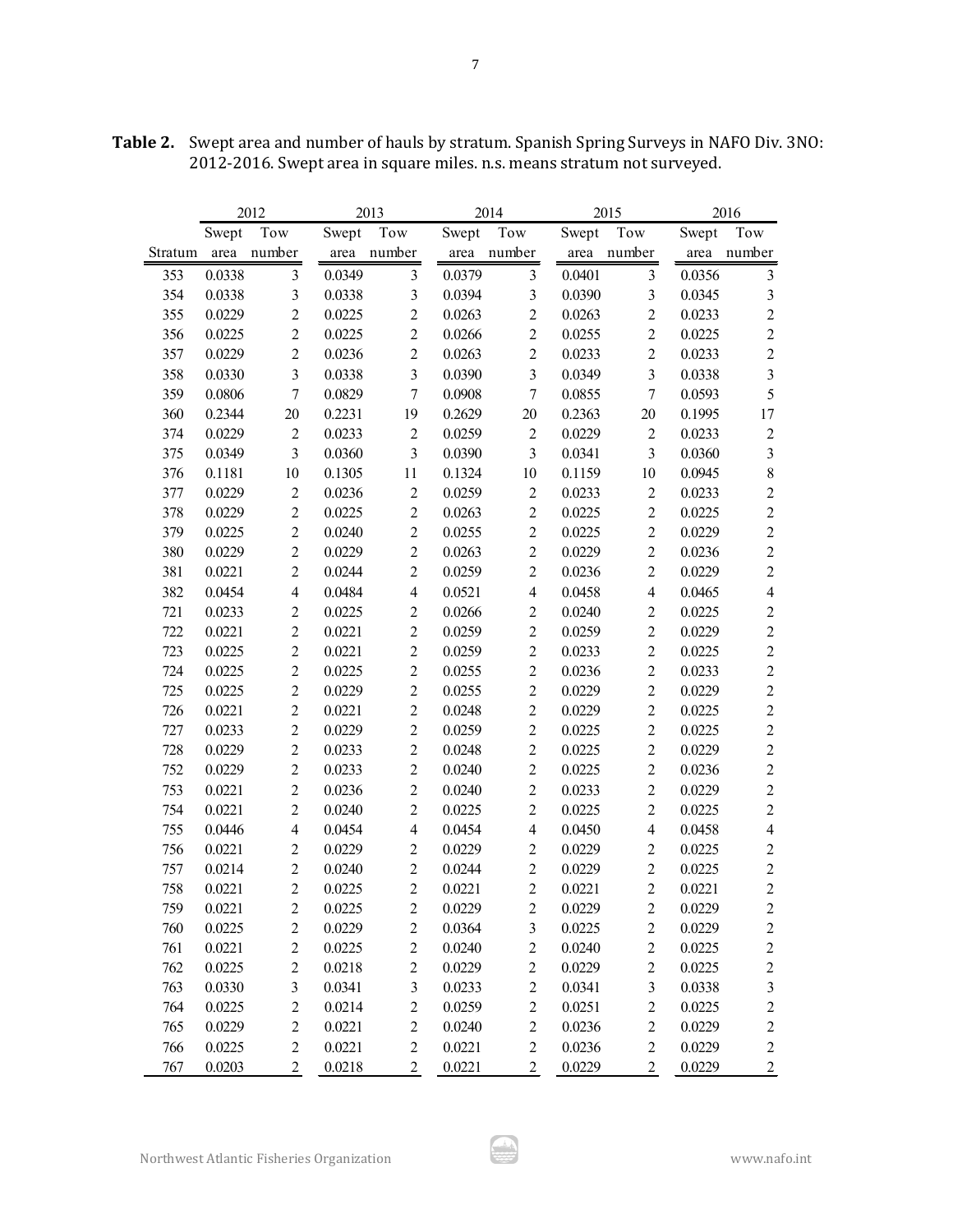**Table 2.** Swept area and number of hauls by stratum. Spanish Spring Surveys in NAFO Div. 3NO: 2012-2016. Swept area in square miles. n.s. means stratum not surveyed.

| | 2012 | | 2013 | | 2014 | | 2015 | | 2016 | |
|---|---|---|---|---|---|---|---|---|---|---|
| Stratum | Swept area | Tow number | Swept area | Tow number | Swept area | Tow number | Swept area | Tow number | Swept area | Tow number |
| 353 | 0.0338 | 3 | 0.0349 | 3 | 0.0379 | 3 | 0.0401 | 3 | 0.0356 | 3 |
| 354 | 0.0338 | 3 | 0.0338 | 3 | 0.0394 | 3 | 0.0390 | 3 | 0.0345 | 3 |
| 355 | 0.0229 | 2 | 0.0225 | 2 | 0.0263 | 2 | 0.0263 | 2 | 0.0233 | 2 |
| 356 | 0.0225 | 2 | 0.0225 | 2 | 0.0266 | 2 | 0.0255 | 2 | 0.0225 | 2 |
| 357 | 0.0229 | 2 | 0.0236 | 2 | 0.0263 | 2 | 0.0233 | 2 | 0.0233 | 2 |
| 358 | 0.0330 | 3 | 0.0338 | 3 | 0.0390 | 3 | 0.0349 | 3 | 0.0338 | 3 |
| 359 | 0.0806 | 7 | 0.0829 | 7 | 0.0908 | 7 | 0.0855 | 7 | 0.0593 | 5 |
| 360 | 0.2344 | 20 | 0.2231 | 19 | 0.2629 | 20 | 0.2363 | 20 | 0.1995 | 17 |
| 374 | 0.0229 | 2 | 0.0233 | 2 | 0.0259 | 2 | 0.0229 | 2 | 0.0233 | 2 |
| 375 | 0.0349 | 3 | 0.0360 | 3 | 0.0390 | 3 | 0.0341 | 3 | 0.0360 | 3 |
| 376 | 0.1181 | 10 | 0.1305 | 11 | 0.1324 | 10 | 0.1159 | 10 | 0.0945 | 8 |
| 377 | 0.0229 | 2 | 0.0236 | 2 | 0.0259 | 2 | 0.0233 | 2 | 0.0233 | 2 |
| 378 | 0.0229 | 2 | 0.0225 | 2 | 0.0263 | 2 | 0.0225 | 2 | 0.0225 | 2 |
| 379 | 0.0225 | 2 | 0.0240 | 2 | 0.0255 | 2 | 0.0225 | 2 | 0.0229 | 2 |
| 380 | 0.0229 | 2 | 0.0229 | 2 | 0.0263 | 2 | 0.0229 | 2 | 0.0236 | 2 |
| 381 | 0.0221 | 2 | 0.0244 | 2 | 0.0259 | 2 | 0.0236 | 2 | 0.0229 | 2 |
| 382 | 0.0454 | 4 | 0.0484 | 4 | 0.0521 | 4 | 0.0458 | 4 | 0.0465 | 4 |
| 721 | 0.0233 | 2 | 0.0225 | 2 | 0.0266 | 2 | 0.0240 | 2 | 0.0225 | 2 |
| 722 | 0.0221 | 2 | 0.0221 | 2 | 0.0259 | 2 | 0.0259 | 2 | 0.0229 | 2 |
| 723 | 0.0225 | 2 | 0.0221 | 2 | 0.0259 | 2 | 0.0233 | 2 | 0.0225 | 2 |
| 724 | 0.0225 | 2 | 0.0225 | 2 | 0.0255 | 2 | 0.0236 | 2 | 0.0233 | 2 |
| 725 | 0.0225 | 2 | 0.0229 | 2 | 0.0255 | 2 | 0.0229 | 2 | 0.0229 | 2 |
| 726 | 0.0221 | 2 | 0.0221 | 2 | 0.0248 | 2 | 0.0229 | 2 | 0.0225 | 2 |
| 727 | 0.0233 | 2 | 0.0229 | 2 | 0.0259 | 2 | 0.0225 | 2 | 0.0225 | 2 |
| 728 | 0.0229 | 2 | 0.0233 | 2 | 0.0248 | 2 | 0.0225 | 2 | 0.0229 | 2 |
| 752 | 0.0229 | 2 | 0.0233 | 2 | 0.0240 | 2 | 0.0225 | 2 | 0.0236 | 2 |
| 753 | 0.0221 | 2 | 0.0236 | 2 | 0.0240 | 2 | 0.0233 | 2 | 0.0229 | 2 |
| 754 | 0.0221 | 2 | 0.0240 | 2 | 0.0225 | 2 | 0.0225 | 2 | 0.0225 | 2 |
| 755 | 0.0446 | 4 | 0.0454 | 4 | 0.0454 | 4 | 0.0450 | 4 | 0.0458 | 4 |
| 756 | 0.0221 | 2 | 0.0229 | 2 | 0.0229 | 2 | 0.0229 | 2 | 0.0225 | 2 |
| 757 | 0.0214 | 2 | 0.0240 | 2 | 0.0244 | 2 | 0.0229 | 2 | 0.0225 | 2 |
| 758 | 0.0221 | 2 | 0.0225 | 2 | 0.0221 | 2 | 0.0221 | 2 | 0.0221 | 2 |
| 759 | 0.0221 | 2 | 0.0225 | 2 | 0.0229 | 2 | 0.0229 | 2 | 0.0229 | 2 |
| 760 | 0.0225 | 2 | 0.0229 | 2 | 0.0364 | 3 | 0.0225 | 2 | 0.0229 | 2 |
| 761 | 0.0221 | 2 | 0.0225 | 2 | 0.0240 | 2 | 0.0240 | 2 | 0.0225 | 2 |
| 762 | 0.0225 | 2 | 0.0218 | 2 | 0.0229 | 2 | 0.0229 | 2 | 0.0225 | 2 |
| 763 | 0.0330 | 3 | 0.0341 | 3 | 0.0233 | 2 | 0.0341 | 3 | 0.0338 | 3 |
| 764 | 0.0225 | 2 | 0.0214 | 2 | 0.0259 | 2 | 0.0251 | 2 | 0.0225 | 2 |
| 765 | 0.0229 | 2 | 0.0221 | 2 | 0.0240 | 2 | 0.0236 | 2 | 0.0229 | 2 |
| 766 | 0.0225 | 2 | 0.0221 | 2 | 0.0221 | 2 | 0.0236 | 2 | 0.0229 | 2 |
| 767 | 0.0203 | 2 | 0.0218 | 2 | 0.0221 | 2 | 0.0229 | 2 | 0.0229 | 2 |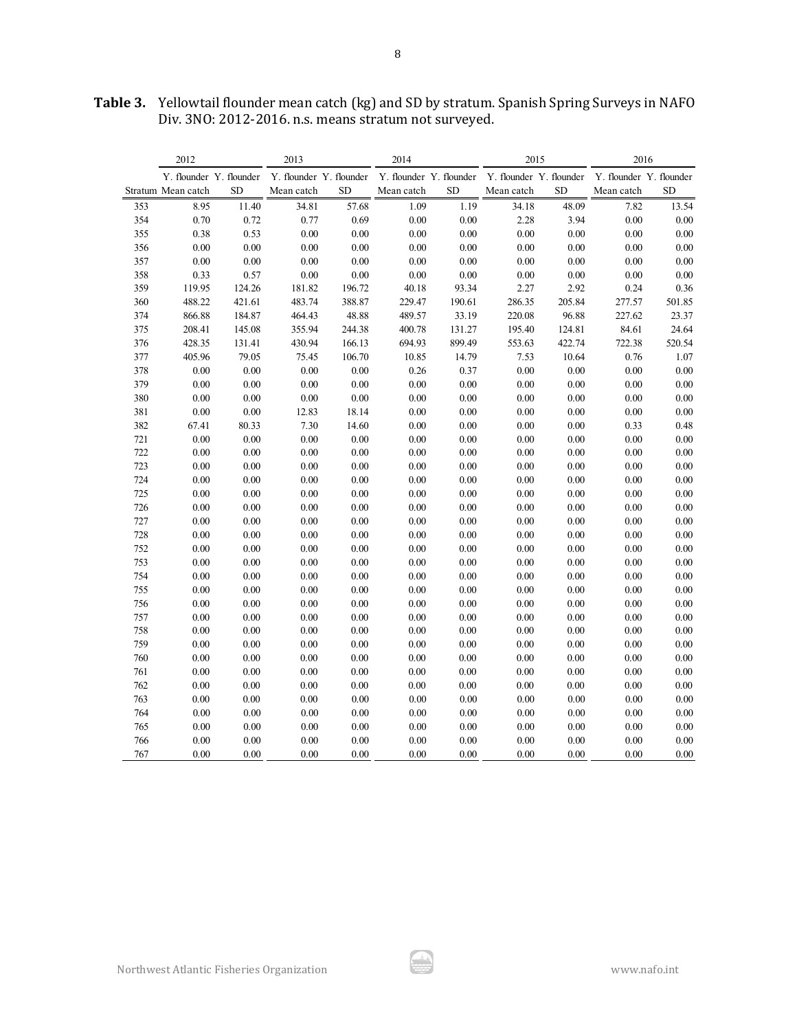**Table 3.** Yellowtail flounder mean catch (kg) and SD by stratum. Spanish Spring Surveys in NAFO Div. 3NO: 2012-2016. n.s. means stratum not surveyed.

| | 2012 | | 2013 | | 2014 | | 2015 | | 2016 | |
|---|---|---|---|---|---|---|---|---|---|---|
| Stratum | Y. flounder Mean catch | Y. flounder SD | Y. flounder Mean catch | Y. flounder SD | Y. flounder Mean catch | Y. flounder SD | Y. flounder Mean catch | Y. flounder SD | Y. flounder Mean catch | Y. flounder SD |
| 353 | 8.95 | 11.40 | 34.81 | 57.68 | 1.09 | 1.19 | 34.18 | 48.09 | 7.82 | 13.54 |
| 354 | 0.70 | 0.72 | 0.77 | 0.69 | 0.00 | 0.00 | 2.28 | 3.94 | 0.00 | 0.00 |
| 355 | 0.38 | 0.53 | 0.00 | 0.00 | 0.00 | 0.00 | 0.00 | 0.00 | 0.00 | 0.00 |
| 356 | 0.00 | 0.00 | 0.00 | 0.00 | 0.00 | 0.00 | 0.00 | 0.00 | 0.00 | 0.00 |
| 357 | 0.00 | 0.00 | 0.00 | 0.00 | 0.00 | 0.00 | 0.00 | 0.00 | 0.00 | 0.00 |
| 358 | 0.33 | 0.57 | 0.00 | 0.00 | 0.00 | 0.00 | 0.00 | 0.00 | 0.00 | 0.00 |
| 359 | 119.95 | 124.26 | 181.82 | 196.72 | 40.18 | 93.34 | 2.27 | 2.92 | 0.24 | 0.36 |
| 360 | 488.22 | 421.61 | 483.74 | 388.87 | 229.47 | 190.61 | 286.35 | 205.84 | 277.57 | 501.85 |
| 374 | 866.88 | 184.87 | 464.43 | 48.88 | 489.57 | 33.19 | 220.08 | 96.88 | 227.62 | 23.37 |
| 375 | 208.41 | 145.08 | 355.94 | 244.38 | 400.78 | 131.27 | 195.40 | 124.81 | 84.61 | 24.64 |
| 376 | 428.35 | 131.41 | 430.94 | 166.13 | 694.93 | 899.49 | 553.63 | 422.74 | 722.38 | 520.54 |
| 377 | 405.96 | 79.05 | 75.45 | 106.70 | 10.85 | 14.79 | 7.53 | 10.64 | 0.76 | 1.07 |
| 378 | 0.00 | 0.00 | 0.00 | 0.00 | 0.26 | 0.37 | 0.00 | 0.00 | 0.00 | 0.00 |
| 379 | 0.00 | 0.00 | 0.00 | 0.00 | 0.00 | 0.00 | 0.00 | 0.00 | 0.00 | 0.00 |
| 380 | 0.00 | 0.00 | 0.00 | 0.00 | 0.00 | 0.00 | 0.00 | 0.00 | 0.00 | 0.00 |
| 381 | 0.00 | 0.00 | 12.83 | 18.14 | 0.00 | 0.00 | 0.00 | 0.00 | 0.00 | 0.00 |
| 382 | 67.41 | 80.33 | 7.30 | 14.60 | 0.00 | 0.00 | 0.00 | 0.00 | 0.33 | 0.48 |
| 721 | 0.00 | 0.00 | 0.00 | 0.00 | 0.00 | 0.00 | 0.00 | 0.00 | 0.00 | 0.00 |
| 722 | 0.00 | 0.00 | 0.00 | 0.00 | 0.00 | 0.00 | 0.00 | 0.00 | 0.00 | 0.00 |
| 723 | 0.00 | 0.00 | 0.00 | 0.00 | 0.00 | 0.00 | 0.00 | 0.00 | 0.00 | 0.00 |
| 724 | 0.00 | 0.00 | 0.00 | 0.00 | 0.00 | 0.00 | 0.00 | 0.00 | 0.00 | 0.00 |
| 725 | 0.00 | 0.00 | 0.00 | 0.00 | 0.00 | 0.00 | 0.00 | 0.00 | 0.00 | 0.00 |
| 726 | 0.00 | 0.00 | 0.00 | 0.00 | 0.00 | 0.00 | 0.00 | 0.00 | 0.00 | 0.00 |
| 727 | 0.00 | 0.00 | 0.00 | 0.00 | 0.00 | 0.00 | 0.00 | 0.00 | 0.00 | 0.00 |
| 728 | 0.00 | 0.00 | 0.00 | 0.00 | 0.00 | 0.00 | 0.00 | 0.00 | 0.00 | 0.00 |
| 752 | 0.00 | 0.00 | 0.00 | 0.00 | 0.00 | 0.00 | 0.00 | 0.00 | 0.00 | 0.00 |
| 753 | 0.00 | 0.00 | 0.00 | 0.00 | 0.00 | 0.00 | 0.00 | 0.00 | 0.00 | 0.00 |
| 754 | 0.00 | 0.00 | 0.00 | 0.00 | 0.00 | 0.00 | 0.00 | 0.00 | 0.00 | 0.00 |
| 755 | 0.00 | 0.00 | 0.00 | 0.00 | 0.00 | 0.00 | 0.00 | 0.00 | 0.00 | 0.00 |
| 756 | 0.00 | 0.00 | 0.00 | 0.00 | 0.00 | 0.00 | 0.00 | 0.00 | 0.00 | 0.00 |
| 757 | 0.00 | 0.00 | 0.00 | 0.00 | 0.00 | 0.00 | 0.00 | 0.00 | 0.00 | 0.00 |
| 758 | 0.00 | 0.00 | 0.00 | 0.00 | 0.00 | 0.00 | 0.00 | 0.00 | 0.00 | 0.00 |
| 759 | 0.00 | 0.00 | 0.00 | 0.00 | 0.00 | 0.00 | 0.00 | 0.00 | 0.00 | 0.00 |
| 760 | 0.00 | 0.00 | 0.00 | 0.00 | 0.00 | 0.00 | 0.00 | 0.00 | 0.00 | 0.00 |
| 761 | 0.00 | 0.00 | 0.00 | 0.00 | 0.00 | 0.00 | 0.00 | 0.00 | 0.00 | 0.00 |
| 762 | 0.00 | 0.00 | 0.00 | 0.00 | 0.00 | 0.00 | 0.00 | 0.00 | 0.00 | 0.00 |
| 763 | 0.00 | 0.00 | 0.00 | 0.00 | 0.00 | 0.00 | 0.00 | 0.00 | 0.00 | 0.00 |
| 764 | 0.00 | 0.00 | 0.00 | 0.00 | 0.00 | 0.00 | 0.00 | 0.00 | 0.00 | 0.00 |
| 765 | 0.00 | 0.00 | 0.00 | 0.00 | 0.00 | 0.00 | 0.00 | 0.00 | 0.00 | 0.00 |
| 766 | 0.00 | 0.00 | 0.00 | 0.00 | 0.00 | 0.00 | 0.00 | 0.00 | 0.00 | 0.00 |
| 767 | 0.00 | 0.00 | 0.00 | 0.00 | 0.00 | 0.00 | 0.00 | 0.00 | 0.00 | 0.00 |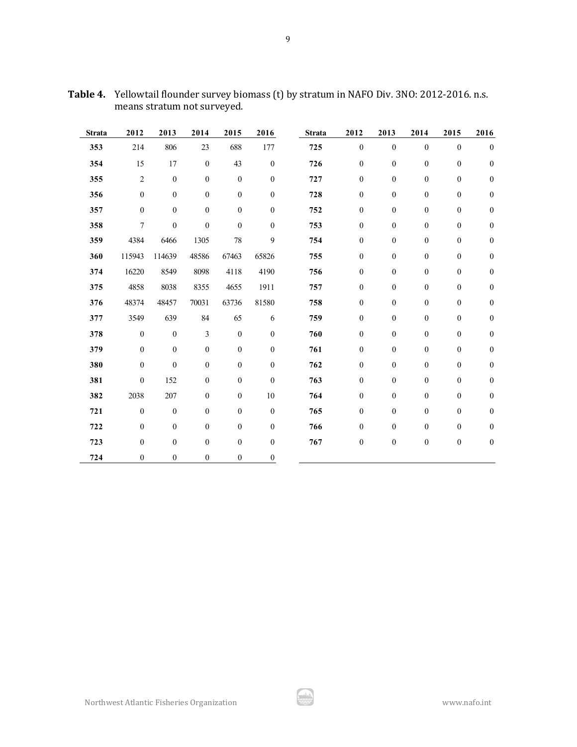**Table 4.** Yellowtail flounder survey biomass (t) by stratum in NAFO Div. 3NO: 2012-2016. n.s. means stratum not surveyed.

| Strata | 2012 | 2013 | 2014 | 2015 | 2016 |
|---|---|---|---|---|---|
| **353** | 214 | 806 | 23 | 688 | 177 |
| **354** | 15 | 17 | 0 | 43 | 0 |
| **355** | 2 | 0 | 0 | 0 | 0 |
| **356** | 0 | 0 | 0 | 0 | 0 |
| **357** | 0 | 0 | 0 | 0 | 0 |
| **358** | 7 | 0 | 0 | 0 | 0 |
| **359** | 4384 | 6466 | 1305 | 78 | 9 |
| **360** | 115943 | 114639 | 48586 | 67463 | 65826 |
| **374** | 16220 | 8549 | 8098 | 4118 | 4190 |
| **375** | 4858 | 8038 | 8355 | 4655 | 1911 |
| **376** | 48374 | 48457 | 70031 | 63736 | 81580 |
| **377** | 3549 | 639 | 84 | 65 | 6 |
| **378** | 0 | 0 | 3 | 0 | 0 |
| **379** | 0 | 0 | 0 | 0 | 0 |
| **380** | 0 | 0 | 0 | 0 | 0 |
| **381** | 0 | 152 | 0 | 0 | 0 |
| **382** | 2038 | 207 | 0 | 0 | 10 |
| **721** | 0 | 0 | 0 | 0 | 0 |
| **722** | 0 | 0 | 0 | 0 | 0 |
| **723** | 0 | 0 | 0 | 0 | 0 |
| **724** | 0 | 0 | 0 | 0 | 0 |
| **725** | 0 | 0 | 0 | 0 | 0 |
| **726** | 0 | 0 | 0 | 0 | 0 |
| **727** | 0 | 0 | 0 | 0 | 0 |
| **728** | 0 | 0 | 0 | 0 | 0 |
| **752** | 0 | 0 | 0 | 0 | 0 |
| **753** | 0 | 0 | 0 | 0 | 0 |
| **754** | 0 | 0 | 0 | 0 | 0 |
| **755** | 0 | 0 | 0 | 0 | 0 |
| **756** | 0 | 0 | 0 | 0 | 0 |
| **757** | 0 | 0 | 0 | 0 | 0 |
| **758** | 0 | 0 | 0 | 0 | 0 |
| **759** | 0 | 0 | 0 | 0 | 0 |
| **760** | 0 | 0 | 0 | 0 | 0 |
| **761** | 0 | 0 | 0 | 0 | 0 |
| **762** | 0 | 0 | 0 | 0 | 0 |
| **763** | 0 | 0 | 0 | 0 | 0 |
| **764** | 0 | 0 | 0 | 0 | 0 |
| **765** | 0 | 0 | 0 | 0 | 0 |
| **766** | 0 | 0 | 0 | 0 | 0 |
| **767** | 0 | 0 | 0 | 0 | 0 |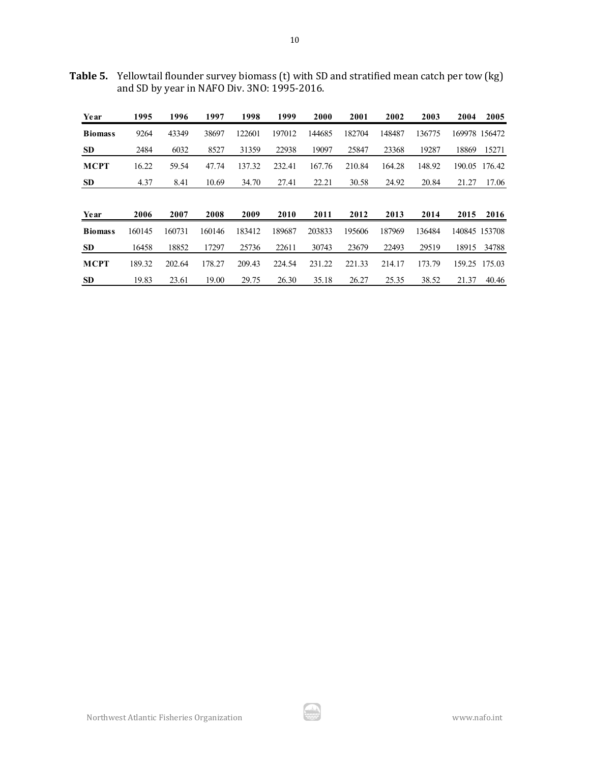**Table 5.** Yellowtail flounder survey biomass (t) with SD and stratified mean catch per tow (kg) and SD by year in NAFO Div. 3NO: 1995-2016.

| Year | 1995 | 1996 | 1997 | 1998 | 1999 | 2000 | 2001 | 2002 | 2003 | 2004 | 2005 |
|---|---|---|---|---|---|---|---|---|---|---|---|
| **Biomass** | 9264 | 43349 | 38697 | 122601 | 197012 | 144685 | 182704 | 148487 | 136775 | 169978 | 156472 |
| **SD** | 2484 | 6032 | 8527 | 31359 | 22938 | 19097 | 25847 | 23368 | 19287 | 18869 | 15271 |
| **MCPT** | 16.22 | 59.54 | 47.74 | 137.32 | 232.41 | 167.76 | 210.84 | 164.28 | 148.92 | 190.05 | 176.42 |
| **SD** | 4.37 | 8.41 | 10.69 | 34.70 | 27.41 | 22.21 | 30.58 | 24.92 | 20.84 | 21.27 | 17.06 |

| Year | 2006 | 2007 | 2008 | 2009 | 2010 | 2011 | 2012 | 2013 | 2014 | 2015 | 2016 |
|---|---|---|---|---|---|---|---|---|---|---|---|
| **Biomass** | 160145 | 160731 | 160146 | 183412 | 189687 | 203833 | 195606 | 187969 | 136484 | 140845 | 153708 |
| **SD** | 16458 | 18852 | 17297 | 25736 | 22611 | 30743 | 23679 | 22493 | 29519 | 18915 | 34788 |
| **MCPT** | 189.32 | 202.64 | 178.27 | 209.43 | 224.54 | 231.22 | 221.33 | 214.17 | 173.79 | 159.25 | 175.03 |
| **SD** | 19.83 | 23.61 | 19.00 | 29.75 | 26.30 | 35.18 | 26.27 | 25.35 | 38.52 | 21.37 | 40.46 |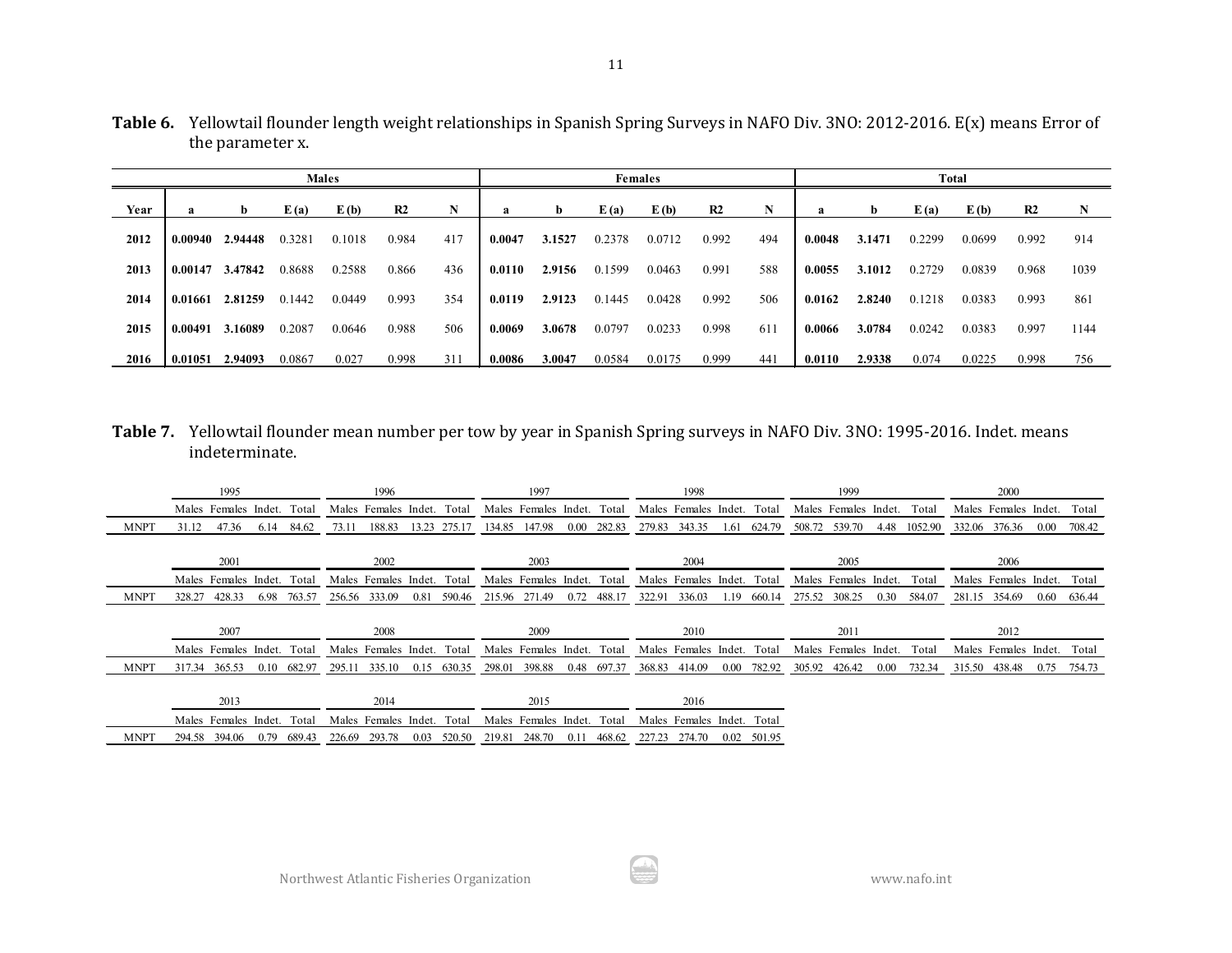**Table 6.** Yellowtail flounder length weight relationships in Spanish Spring Surveys in NAFO Div. 3NO: 2012-2016. E(x) means Error of the parameter x.

| | Males | | | | | | Females | | | | | | Total | | | | | |
|---|---|---|---|---|---|---|---|---|---|---|---|---|---|---|---|---|---|---|
| **Year** | **a** | **b** | **E (a)** | **E (b)** | **R2** | **N** | **a** | **b** | **E (a)** | **E (b)** | **R2** | **N** | **a** | **b** | **E (a)** | **E (b)** | **R2** | **N** |
| **2012** | **0.00940** | **2.94448** | 0.3281 | 0.1018 | 0.984 | 417 | **0.0047** | **3.1527** | 0.2378 | 0.0712 | 0.992 | 494 | **0.0048** | **3.1471** | 0.2299 | 0.0699 | 0.992 | 914 |
| **2013** | **0.00147** | **3.47842** | 0.8688 | 0.2588 | 0.866 | 436 | **0.0110** | **2.9156** | 0.1599 | 0.0463 | 0.991 | 588 | **0.0055** | **3.1012** | 0.2729 | 0.0839 | 0.968 | 1039 |
| **2014** | **0.01661** | **2.81259** | 0.1442 | 0.0449 | 0.993 | 354 | **0.0119** | **2.9123** | 0.1445 | 0.0428 | 0.992 | 506 | **0.0162** | **2.8240** | 0.1218 | 0.0383 | 0.993 | 861 |
| **2015** | **0.00491** | **3.16089** | 0.2087 | 0.0646 | 0.988 | 506 | **0.0069** | **3.0678** | 0.0797 | 0.0233 | 0.998 | 611 | **0.0066** | **3.0784** | 0.0242 | 0.0383 | 0.997 | 1144 |
| **2016** | **0.01051** | **2.94093** | 0.0867 | 0.027 | 0.998 | 311 | **0.0086** | **3.0047** | 0.0584 | 0.0175 | 0.999 | 441 | **0.0110** | **2.9338** | 0.074 | 0.0225 | 0.998 | 756 |

**Table 7.** Yellowtail flounder mean number per tow by year in Spanish Spring surveys in NAFO Div. 3NO: 1995-2016. Indet. means indeterminate.

| | 1995 | | | | 1996 | | | | 1997 | | | | 1998 | | | | 1999 | | | | 2000 | | | |
|---|---|---|---|---|---|---|---|---|---|---|---|---|---|---|---|---|---|---|---|---|---|---|---|---|
| | Males | Females | Indet. | Total | Males | Females | Indet. | Total | Males | Females | Indet. | Total | Males | Females | Indet. | Total | Males | Females | Indet. | Total | Males | Females | Indet. | Total |
| MNPT | 31.12 | 47.36 | 6.14 | 84.62 | 73.11 | 188.83 | 13.23 | 275.17 | 134.85 | 147.98 | 0.00 | 282.83 | 279.83 | 343.35 | 1.61 | 624.79 | 508.72 | 539.70 | 4.48 | 1052.90 | 332.06 | 376.36 | 0.00 | 708.42 |

| | 2001 | | | | 2002 | | | | 2003 | | | | 2004 | | | | 2005 | | | | 2006 | | | |
|---|---|---|---|---|---|---|---|---|---|---|---|---|---|---|---|---|---|---|---|---|---|---|---|---|
| | Males | Females | Indet. | Total | Males | Females | Indet. | Total | Males | Females | Indet. | Total | Males | Females | Indet. | Total | Males | Females | Indet. | Total | Males | Females | Indet. | Total |
| MNPT | 328.27 | 428.33 | 6.98 | 763.57 | 256.56 | 333.09 | 0.81 | 590.46 | 215.96 | 271.49 | 0.72 | 488.17 | 322.91 | 336.03 | 1.19 | 660.14 | 275.52 | 308.25 | 0.30 | 584.07 | 281.15 | 354.69 | 0.60 | 636.44 |

| | 2007 | | | | 2008 | | | | 2009 | | | | 2010 | | | | 2011 | | | | 2012 | | | |
|---|---|---|---|---|---|---|---|---|---|---|---|---|---|---|---|---|---|---|---|---|---|---|---|---|
| | Males | Females | Indet. | Total | Males | Females | Indet. | Total | Males | Females | Indet. | Total | Males | Females | Indet. | Total | Males | Females | Indet. | Total | Males | Females | Indet. | Total |
| MNPT | 317.34 | 365.53 | 0.10 | 682.97 | 295.11 | 335.10 | 0.15 | 630.35 | 298.01 | 398.88 | 0.48 | 697.37 | 368.83 | 414.09 | 0.00 | 782.92 | 305.92 | 426.42 | 0.00 | 732.34 | 315.50 | 438.48 | 0.75 | 754.73 |

| | 2013 | | | | 2014 | | | | 2015 | | | | 2016 | | | |
|---|---|---|---|---|---|---|---|---|---|---|---|---|---|---|---|---|
| | Males | Females | Indet. | Total | Males | Females | Indet. | Total | Males | Females | Indet. | Total | Males | Females | Indet. | Total |
| MNPT | 294.58 | 394.06 | 0.79 | 689.43 | 226.69 | 293.78 | 0.03 | 520.50 | 219.81 | 248.70 | 0.11 | 468.62 | 227.23 | 274.70 | 0.02 | 501.95 |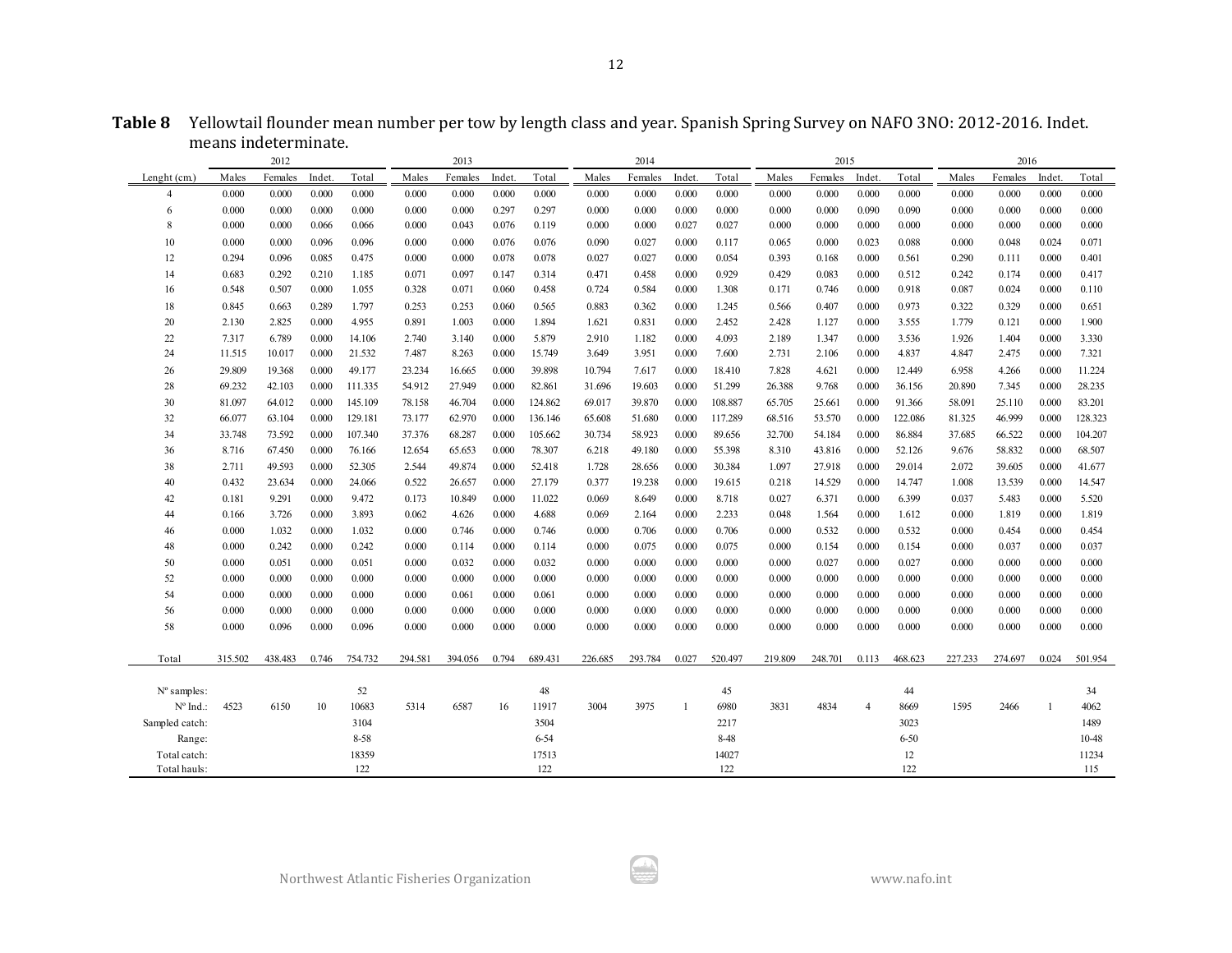**Table 8** Yellowtail flounder mean number per tow by length class and year. Spanish Spring Survey on NAFO 3NO: 2012-2016. Indet. means indeterminate.

| | 2012 | | | | 2013 | | | | 2014 | | | | 2015 | | | | 2016 | | | |
|---|---|---|---|---|---|---|---|---|---|---|---|---|---|---|---|---|---|---|---|---|
| Lenght (cm.) | Males | Females | Indet. | Total | Males | Females | Indet. | Total | Males | Females | Indet. | Total | Males | Females | Indet. | Total | Males | Females | Indet. | Total |
| 4 | 0.000 | 0.000 | 0.000 | 0.000 | 0.000 | 0.000 | 0.000 | 0.000 | 0.000 | 0.000 | 0.000 | 0.000 | 0.000 | 0.000 | 0.000 | 0.000 | 0.000 | 0.000 | 0.000 | 0.000 |
| 6 | 0.000 | 0.000 | 0.000 | 0.000 | 0.000 | 0.000 | 0.297 | 0.297 | 0.000 | 0.000 | 0.000 | 0.000 | 0.000 | 0.000 | 0.090 | 0.090 | 0.000 | 0.000 | 0.000 | 0.000 |
| 8 | 0.000 | 0.000 | 0.066 | 0.066 | 0.000 | 0.043 | 0.076 | 0.119 | 0.000 | 0.000 | 0.027 | 0.027 | 0.000 | 0.000 | 0.000 | 0.000 | 0.000 | 0.000 | 0.000 | 0.000 |
| 10 | 0.000 | 0.000 | 0.096 | 0.096 | 0.000 | 0.000 | 0.076 | 0.076 | 0.090 | 0.027 | 0.000 | 0.117 | 0.065 | 0.000 | 0.023 | 0.088 | 0.000 | 0.048 | 0.024 | 0.071 |
| 12 | 0.294 | 0.096 | 0.085 | 0.475 | 0.000 | 0.000 | 0.078 | 0.078 | 0.027 | 0.027 | 0.000 | 0.054 | 0.393 | 0.168 | 0.000 | 0.561 | 0.290 | 0.111 | 0.000 | 0.401 |
| 14 | 0.683 | 0.292 | 0.210 | 1.185 | 0.071 | 0.097 | 0.147 | 0.314 | 0.471 | 0.458 | 0.000 | 0.929 | 0.429 | 0.083 | 0.000 | 0.512 | 0.242 | 0.174 | 0.000 | 0.417 |
| 16 | 0.548 | 0.507 | 0.000 | 1.055 | 0.328 | 0.071 | 0.060 | 0.458 | 0.724 | 0.584 | 0.000 | 1.308 | 0.171 | 0.746 | 0.000 | 0.918 | 0.087 | 0.024 | 0.000 | 0.110 |
| 18 | 0.845 | 0.663 | 0.289 | 1.797 | 0.253 | 0.253 | 0.060 | 0.565 | 0.883 | 0.362 | 0.000 | 1.245 | 0.566 | 0.407 | 0.000 | 0.973 | 0.322 | 0.329 | 0.000 | 0.651 |
| 20 | 2.130 | 2.825 | 0.000 | 4.955 | 0.891 | 1.003 | 0.000 | 1.894 | 1.621 | 0.831 | 0.000 | 2.452 | 2.428 | 1.127 | 0.000 | 3.555 | 1.779 | 0.121 | 0.000 | 1.900 |
| 22 | 7.317 | 6.789 | 0.000 | 14.106 | 2.740 | 3.140 | 0.000 | 5.879 | 2.910 | 1.182 | 0.000 | 4.093 | 2.189 | 1.347 | 0.000 | 3.536 | 1.926 | 1.404 | 0.000 | 3.330 |
| 24 | 11.515 | 10.017 | 0.000 | 21.532 | 7.487 | 8.263 | 0.000 | 15.749 | 3.649 | 3.951 | 0.000 | 7.600 | 2.731 | 2.106 | 0.000 | 4.837 | 4.847 | 2.475 | 0.000 | 7.321 |
| 26 | 29.809 | 19.368 | 0.000 | 49.177 | 23.234 | 16.665 | 0.000 | 39.898 | 10.794 | 7.617 | 0.000 | 18.410 | 7.828 | 4.621 | 0.000 | 12.449 | 6.958 | 4.266 | 0.000 | 11.224 |
| 28 | 69.232 | 42.103 | 0.000 | 111.335 | 54.912 | 27.949 | 0.000 | 82.861 | 31.696 | 19.603 | 0.000 | 51.299 | 26.388 | 9.768 | 0.000 | 36.156 | 20.890 | 7.345 | 0.000 | 28.235 |
| 30 | 81.097 | 64.012 | 0.000 | 145.109 | 78.158 | 46.704 | 0.000 | 124.862 | 69.017 | 39.870 | 0.000 | 108.887 | 65.705 | 25.661 | 0.000 | 91.366 | 58.091 | 25.110 | 0.000 | 83.201 |
| 32 | 66.077 | 63.104 | 0.000 | 129.181 | 73.177 | 62.970 | 0.000 | 136.146 | 65.608 | 51.680 | 0.000 | 117.289 | 68.516 | 53.570 | 0.000 | 122.086 | 81.325 | 46.999 | 0.000 | 128.323 |
| 34 | 33.748 | 73.592 | 0.000 | 107.340 | 37.376 | 68.287 | 0.000 | 105.662 | 30.734 | 58.923 | 0.000 | 89.656 | 32.700 | 54.184 | 0.000 | 86.884 | 37.685 | 66.522 | 0.000 | 104.207 |
| 36 | 8.716 | 67.450 | 0.000 | 76.166 | 12.654 | 65.653 | 0.000 | 78.307 | 6.218 | 49.180 | 0.000 | 55.398 | 8.310 | 43.816 | 0.000 | 52.126 | 9.676 | 58.832 | 0.000 | 68.507 |
| 38 | 2.711 | 49.593 | 0.000 | 52.305 | 2.544 | 49.874 | 0.000 | 52.418 | 1.728 | 28.656 | 0.000 | 30.384 | 1.097 | 27.918 | 0.000 | 29.014 | 2.072 | 39.605 | 0.000 | 41.677 |
| 40 | 0.432 | 23.634 | 0.000 | 24.066 | 0.522 | 26.657 | 0.000 | 27.179 | 0.377 | 19.238 | 0.000 | 19.615 | 0.218 | 14.529 | 0.000 | 14.747 | 1.008 | 13.539 | 0.000 | 14.547 |
| 42 | 0.181 | 9.291 | 0.000 | 9.472 | 0.173 | 10.849 | 0.000 | 11.022 | 0.069 | 8.649 | 0.000 | 8.718 | 0.027 | 6.371 | 0.000 | 6.399 | 0.037 | 5.483 | 0.000 | 5.520 |
| 44 | 0.166 | 3.726 | 0.000 | 3.893 | 0.062 | 4.626 | 0.000 | 4.688 | 0.069 | 2.164 | 0.000 | 2.233 | 0.048 | 1.564 | 0.000 | 1.612 | 0.000 | 1.819 | 0.000 | 1.819 |
| 46 | 0.000 | 1.032 | 0.000 | 1.032 | 0.000 | 0.746 | 0.000 | 0.746 | 0.000 | 0.706 | 0.000 | 0.706 | 0.000 | 0.532 | 0.000 | 0.532 | 0.000 | 0.454 | 0.000 | 0.454 |
| 48 | 0.000 | 0.242 | 0.000 | 0.242 | 0.000 | 0.114 | 0.000 | 0.114 | 0.000 | 0.075 | 0.000 | 0.075 | 0.000 | 0.154 | 0.000 | 0.154 | 0.000 | 0.037 | 0.000 | 0.037 |
| 50 | 0.000 | 0.051 | 0.000 | 0.051 | 0.000 | 0.032 | 0.000 | 0.032 | 0.000 | 0.000 | 0.000 | 0.000 | 0.000 | 0.027 | 0.000 | 0.027 | 0.000 | 0.000 | 0.000 | 0.000 |
| 52 | 0.000 | 0.000 | 0.000 | 0.000 | 0.000 | 0.000 | 0.000 | 0.000 | 0.000 | 0.000 | 0.000 | 0.000 | 0.000 | 0.000 | 0.000 | 0.000 | 0.000 | 0.000 | 0.000 | 0.000 |
| 54 | 0.000 | 0.000 | 0.000 | 0.000 | 0.000 | 0.061 | 0.000 | 0.061 | 0.000 | 0.000 | 0.000 | 0.000 | 0.000 | 0.000 | 0.000 | 0.000 | 0.000 | 0.000 | 0.000 | 0.000 |
| 56 | 0.000 | 0.000 | 0.000 | 0.000 | 0.000 | 0.000 | 0.000 | 0.000 | 0.000 | 0.000 | 0.000 | 0.000 | 0.000 | 0.000 | 0.000 | 0.000 | 0.000 | 0.000 | 0.000 | 0.000 |
| 58 | 0.000 | 0.096 | 0.000 | 0.096 | 0.000 | 0.000 | 0.000 | 0.000 | 0.000 | 0.000 | 0.000 | 0.000 | 0.000 | 0.000 | 0.000 | 0.000 | 0.000 | 0.000 | 0.000 | 0.000 |
| Total | 315.502 | 438.483 | 0.746 | 754.732 | 294.581 | 394.056 | 0.794 | 689.431 | 226.685 | 293.784 | 0.027 | 520.497 | 219.809 | 248.701 | 0.113 | 468.623 | 227.233 | 274.697 | 0.024 | 501.954 |
| Nº samples: | | | | 52 | | | | 48 | | | | 45 | | | | 44 | | | | 34 |
| Nº Ind.: | 4523 | 6150 | 10 | 10683 | 5314 | 6587 | 16 | 11917 | 3004 | 3975 | 1 | 6980 | 3831 | 4834 | 4 | 8669 | 1595 | 2466 | 1 | 4062 |
| Sampled catch: | | | | 3104 | | | | 3504 | | | | 2217 | | | | 3023 | | | | 1489 |
| Range: | | | | 8-58 | | | | 6-54 | | | | 8-48 | | | | 6-50 | | | | 10-48 |
| Total catch: | | | | 18359 | | | | 17513 | | | | 14027 | | | | 12 | | | | 11234 |
| Total hauls: | | | | 122 | | | | 122 | | | | 122 | | | | 122 | | | | 115 |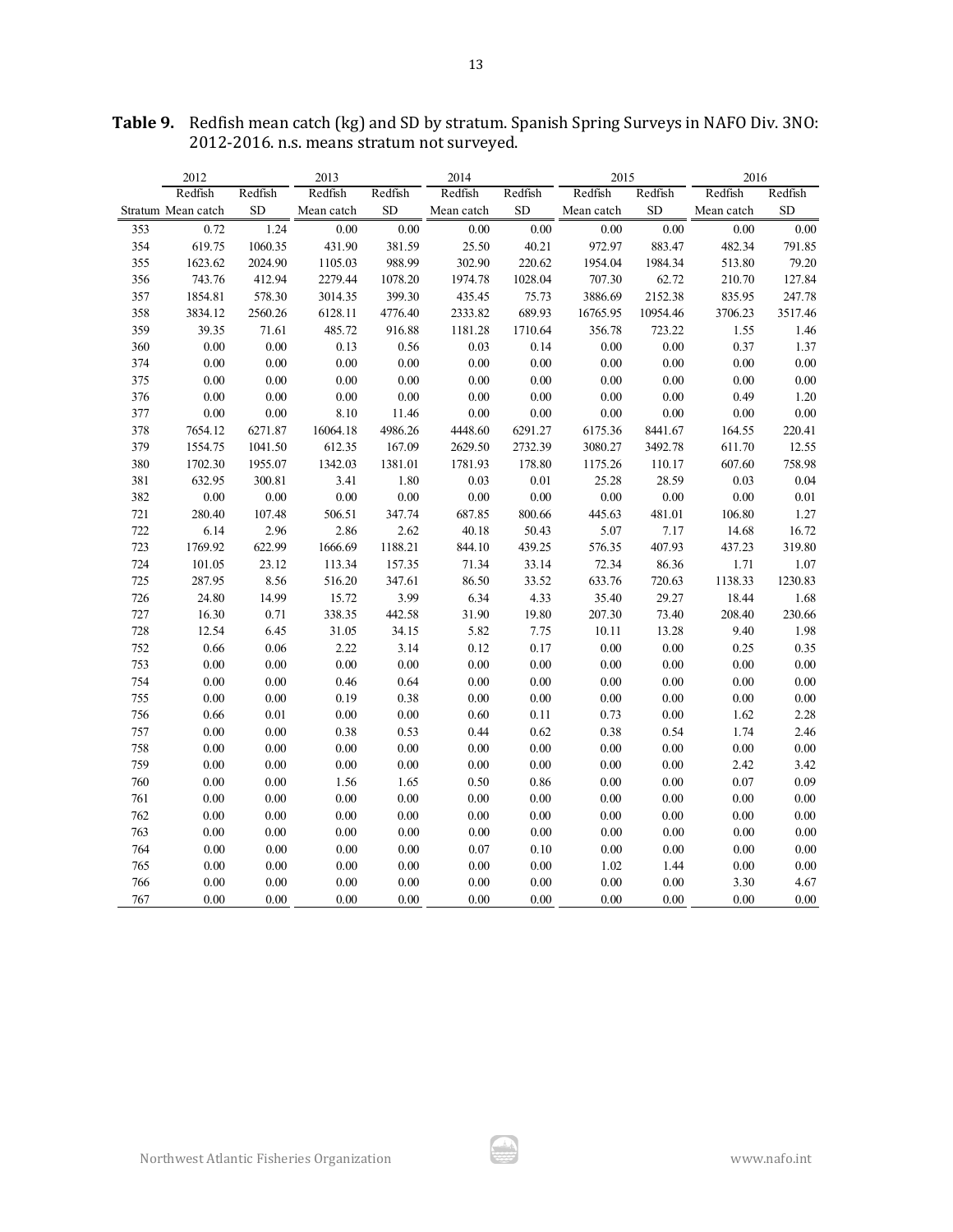**Table 9.** Redfish mean catch (kg) and SD by stratum. Spanish Spring Surveys in NAFO Div. 3NO: 2012-2016. n.s. means stratum not surveyed.

| | 2012 | | 2013 | | 2014 | | 2015 | | 2016 | |
|---|---|---|---|---|---|---|---|---|---|---|
| | Redfish | Redfish | Redfish | Redfish | Redfish | Redfish | Redfish | Redfish | Redfish | Redfish |
| Stratum | Mean catch | SD | Mean catch | SD | Mean catch | SD | Mean catch | SD | Mean catch | SD |
| 353 | 0.72 | 1.24 | 0.00 | 0.00 | 0.00 | 0.00 | 0.00 | 0.00 | 0.00 | 0.00 |
| 354 | 619.75 | 1060.35 | 431.90 | 381.59 | 25.50 | 40.21 | 972.97 | 883.47 | 482.34 | 791.85 |
| 355 | 1623.62 | 2024.90 | 1105.03 | 988.99 | 302.90 | 220.62 | 1954.04 | 1984.34 | 513.80 | 79.20 |
| 356 | 743.76 | 412.94 | 2279.44 | 1078.20 | 1974.78 | 1028.04 | 707.30 | 62.72 | 210.70 | 127.84 |
| 357 | 1854.81 | 578.30 | 3014.35 | 399.30 | 435.45 | 75.73 | 3886.69 | 2152.38 | 835.95 | 247.78 |
| 358 | 3834.12 | 2560.26 | 6128.11 | 4776.40 | 2333.82 | 689.93 | 16765.95 | 10954.46 | 3706.23 | 3517.46 |
| 359 | 39.35 | 71.61 | 485.72 | 916.88 | 1181.28 | 1710.64 | 356.78 | 723.22 | 1.55 | 1.46 |
| 360 | 0.00 | 0.00 | 0.13 | 0.56 | 0.03 | 0.14 | 0.00 | 0.00 | 0.37 | 1.37 |
| 374 | 0.00 | 0.00 | 0.00 | 0.00 | 0.00 | 0.00 | 0.00 | 0.00 | 0.00 | 0.00 |
| 375 | 0.00 | 0.00 | 0.00 | 0.00 | 0.00 | 0.00 | 0.00 | 0.00 | 0.00 | 0.00 |
| 376 | 0.00 | 0.00 | 0.00 | 0.00 | 0.00 | 0.00 | 0.00 | 0.00 | 0.49 | 1.20 |
| 377 | 0.00 | 0.00 | 8.10 | 11.46 | 0.00 | 0.00 | 0.00 | 0.00 | 0.00 | 0.00 |
| 378 | 7654.12 | 6271.87 | 16064.18 | 4986.26 | 4448.60 | 6291.27 | 6175.36 | 8441.67 | 164.55 | 220.41 |
| 379 | 1554.75 | 1041.50 | 612.35 | 167.09 | 2629.50 | 2732.39 | 3080.27 | 3492.78 | 611.70 | 12.55 |
| 380 | 1702.30 | 1955.07 | 1342.03 | 1381.01 | 1781.93 | 178.80 | 1175.26 | 110.17 | 607.60 | 758.98 |
| 381 | 632.95 | 300.81 | 3.41 | 1.80 | 0.03 | 0.01 | 25.28 | 28.59 | 0.03 | 0.04 |
| 382 | 0.00 | 0.00 | 0.00 | 0.00 | 0.00 | 0.00 | 0.00 | 0.00 | 0.00 | 0.01 |
| 721 | 280.40 | 107.48 | 506.51 | 347.74 | 687.85 | 800.66 | 445.63 | 481.01 | 106.80 | 1.27 |
| 722 | 6.14 | 2.96 | 2.86 | 2.62 | 40.18 | 50.43 | 5.07 | 7.17 | 14.68 | 16.72 |
| 723 | 1769.92 | 622.99 | 1666.69 | 1188.21 | 844.10 | 439.25 | 576.35 | 407.93 | 437.23 | 319.80 |
| 724 | 101.05 | 23.12 | 113.34 | 157.35 | 71.34 | 33.14 | 72.34 | 86.36 | 1.71 | 1.07 |
| 725 | 287.95 | 8.56 | 516.20 | 347.61 | 86.50 | 33.52 | 633.76 | 720.63 | 1138.33 | 1230.83 |
| 726 | 24.80 | 14.99 | 15.72 | 3.99 | 6.34 | 4.33 | 35.40 | 29.27 | 18.44 | 1.68 |
| 727 | 16.30 | 0.71 | 338.35 | 442.58 | 31.90 | 19.80 | 207.30 | 73.40 | 208.40 | 230.66 |
| 728 | 12.54 | 6.45 | 31.05 | 34.15 | 5.82 | 7.75 | 10.11 | 13.28 | 9.40 | 1.98 |
| 752 | 0.66 | 0.06 | 2.22 | 3.14 | 0.12 | 0.17 | 0.00 | 0.00 | 0.25 | 0.35 |
| 753 | 0.00 | 0.00 | 0.00 | 0.00 | 0.00 | 0.00 | 0.00 | 0.00 | 0.00 | 0.00 |
| 754 | 0.00 | 0.00 | 0.46 | 0.64 | 0.00 | 0.00 | 0.00 | 0.00 | 0.00 | 0.00 |
| 755 | 0.00 | 0.00 | 0.19 | 0.38 | 0.00 | 0.00 | 0.00 | 0.00 | 0.00 | 0.00 |
| 756 | 0.66 | 0.01 | 0.00 | 0.00 | 0.60 | 0.11 | 0.73 | 0.00 | 1.62 | 2.28 |
| 757 | 0.00 | 0.00 | 0.38 | 0.53 | 0.44 | 0.62 | 0.38 | 0.54 | 1.74 | 2.46 |
| 758 | 0.00 | 0.00 | 0.00 | 0.00 | 0.00 | 0.00 | 0.00 | 0.00 | 0.00 | 0.00 |
| 759 | 0.00 | 0.00 | 0.00 | 0.00 | 0.00 | 0.00 | 0.00 | 0.00 | 2.42 | 3.42 |
| 760 | 0.00 | 0.00 | 1.56 | 1.65 | 0.50 | 0.86 | 0.00 | 0.00 | 0.07 | 0.09 |
| 761 | 0.00 | 0.00 | 0.00 | 0.00 | 0.00 | 0.00 | 0.00 | 0.00 | 0.00 | 0.00 |
| 762 | 0.00 | 0.00 | 0.00 | 0.00 | 0.00 | 0.00 | 0.00 | 0.00 | 0.00 | 0.00 |
| 763 | 0.00 | 0.00 | 0.00 | 0.00 | 0.00 | 0.00 | 0.00 | 0.00 | 0.00 | 0.00 |
| 764 | 0.00 | 0.00 | 0.00 | 0.00 | 0.07 | 0.10 | 0.00 | 0.00 | 0.00 | 0.00 |
| 765 | 0.00 | 0.00 | 0.00 | 0.00 | 0.00 | 0.00 | 1.02 | 1.44 | 0.00 | 0.00 |
| 766 | 0.00 | 0.00 | 0.00 | 0.00 | 0.00 | 0.00 | 0.00 | 0.00 | 3.30 | 4.67 |
| 767 | 0.00 | 0.00 | 0.00 | 0.00 | 0.00 | 0.00 | 0.00 | 0.00 | 0.00 | 0.00 |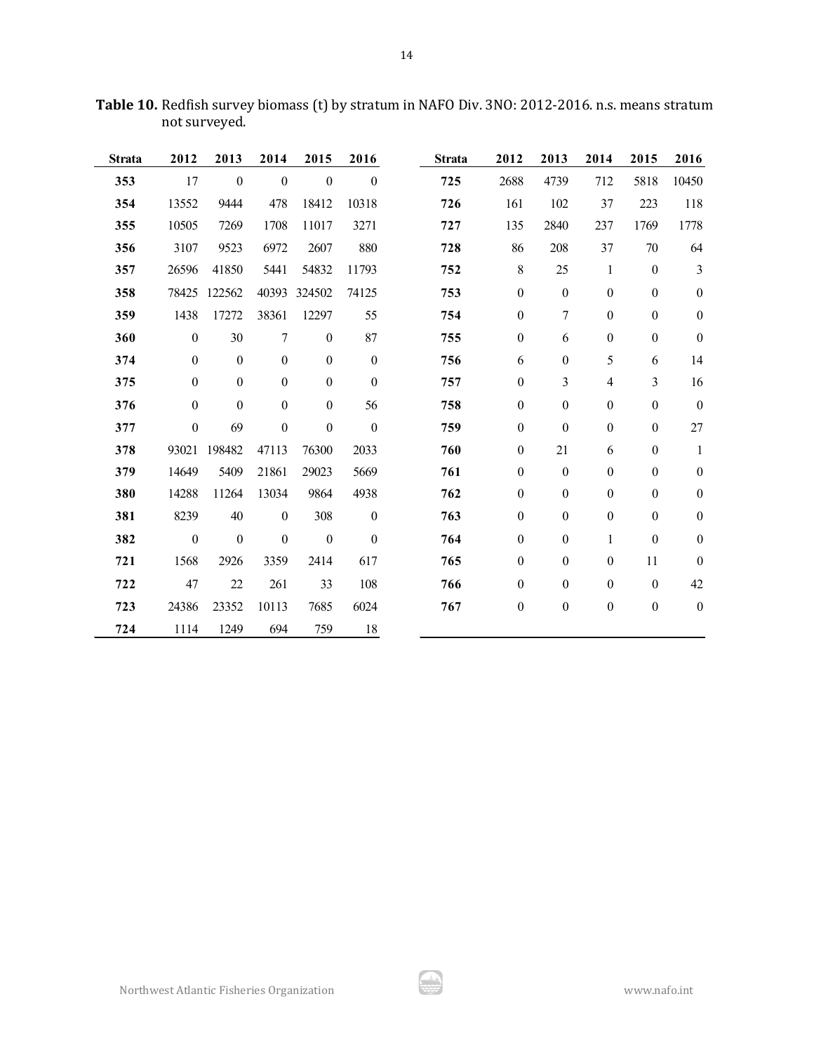**Table 10.** Redfish survey biomass (t) by stratum in NAFO Div. 3NO: 2012-2016. n.s. means stratum not surveyed.

| Strata | 2012 | 2013 | 2014 | 2015 | 2016 |
|---|---|---|---|---|---|
| **353** | 17 | 0 | 0 | 0 | 0 |
| **354** | 13552 | 9444 | 478 | 18412 | 10318 |
| **355** | 10505 | 7269 | 1708 | 11017 | 3271 |
| **356** | 3107 | 9523 | 6972 | 2607 | 880 |
| **357** | 26596 | 41850 | 5441 | 54832 | 11793 |
| **358** | 78425 | 122562 | 40393 | 324502 | 74125 |
| **359** | 1438 | 17272 | 38361 | 12297 | 55 |
| **360** | 0 | 30 | 7 | 0 | 87 |
| **374** | 0 | 0 | 0 | 0 | 0 |
| **375** | 0 | 0 | 0 | 0 | 0 |
| **376** | 0 | 0 | 0 | 0 | 56 |
| **377** | 0 | 69 | 0 | 0 | 0 |
| **378** | 93021 | 198482 | 47113 | 76300 | 2033 |
| **379** | 14649 | 5409 | 21861 | 29023 | 5669 |
| **380** | 14288 | 11264 | 13034 | 9864 | 4938 |
| **381** | 8239 | 40 | 0 | 308 | 0 |
| **382** | 0 | 0 | 0 | 0 | 0 |
| **721** | 1568 | 2926 | 3359 | 2414 | 617 |
| **722** | 47 | 22 | 261 | 33 | 108 |
| **723** | 24386 | 23352 | 10113 | 7685 | 6024 |
| **724** | 1114 | 1249 | 694 | 759 | 18 |
| **725** | 2688 | 4739 | 712 | 5818 | 10450 |
| **726** | 161 | 102 | 37 | 223 | 118 |
| **727** | 135 | 2840 | 237 | 1769 | 1778 |
| **728** | 86 | 208 | 37 | 70 | 64 |
| **752** | 8 | 25 | 1 | 0 | 3 |
| **753** | 0 | 0 | 0 | 0 | 0 |
| **754** | 0 | 7 | 0 | 0 | 0 |
| **755** | 0 | 6 | 0 | 0 | 0 |
| **756** | 6 | 0 | 5 | 6 | 14 |
| **757** | 0 | 3 | 4 | 3 | 16 |
| **758** | 0 | 0 | 0 | 0 | 0 |
| **759** | 0 | 0 | 0 | 0 | 27 |
| **760** | 0 | 21 | 6 | 0 | 1 |
| **761** | 0 | 0 | 0 | 0 | 0 |
| **762** | 0 | 0 | 0 | 0 | 0 |
| **763** | 0 | 0 | 0 | 0 | 0 |
| **764** | 0 | 0 | 1 | 0 | 0 |
| **765** | 0 | 0 | 0 | 11 | 0 |
| **766** | 0 | 0 | 0 | 0 | 42 |
| **767** | 0 | 0 | 0 | 0 | 0 |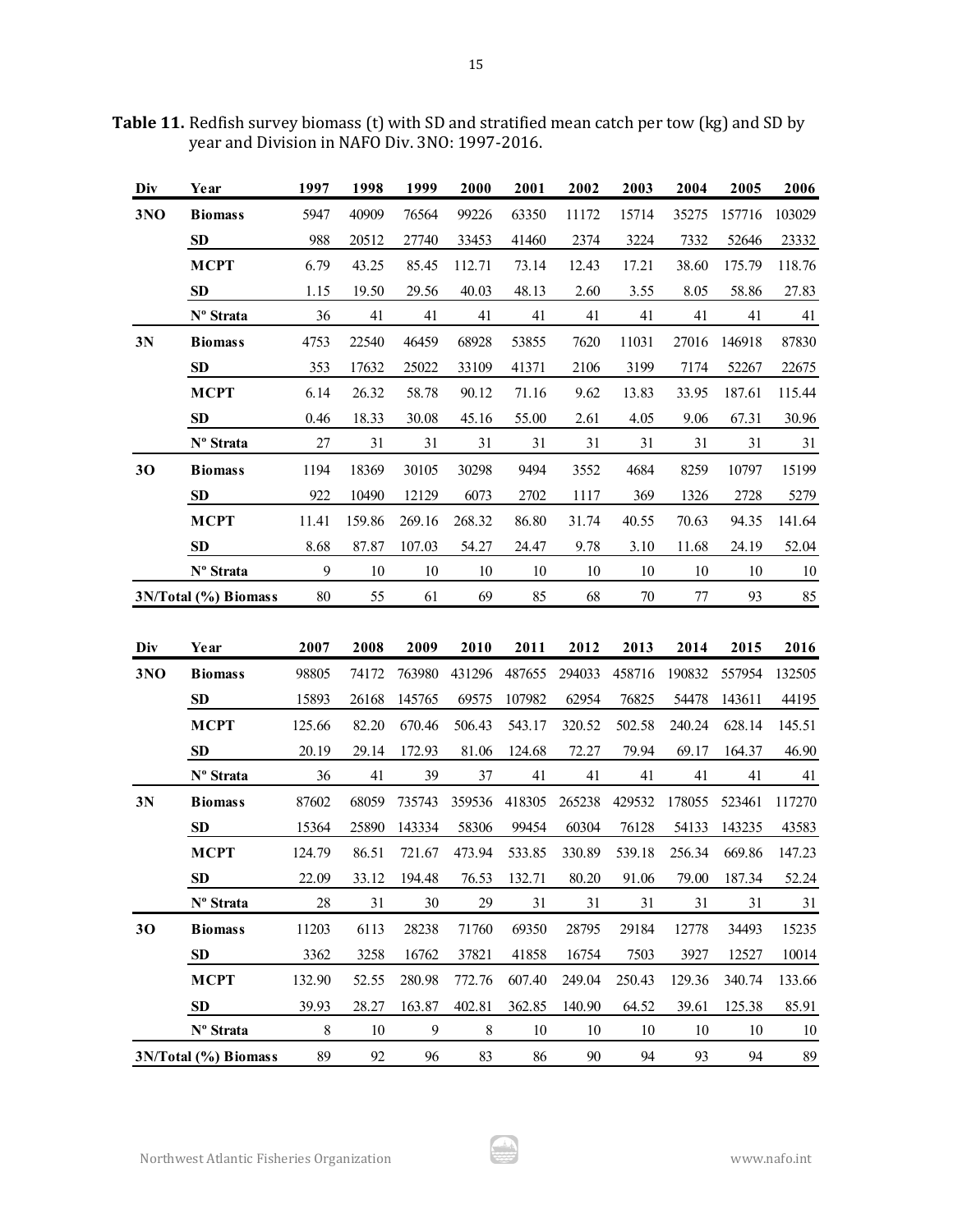**Table 11.** Redfish survey biomass (t) with SD and stratified mean catch per tow (kg) and SD by year and Division in NAFO Div. 3NO: 1997-2016.

| Div | Year | 1997 | 1998 | 1999 | 2000 | 2001 | 2002 | 2003 | 2004 | 2005 | 2006 |
|---|---|---|---|---|---|---|---|---|---|---|---|
| **3NO** | **Biomass** | 5947 | 40909 | 76564 | 99226 | 63350 | 11172 | 15714 | 35275 | 157716 | 103029 |
| | **SD** | 988 | 20512 | 27740 | 33453 | 41460 | 2374 | 3224 | 7332 | 52646 | 23332 |
| | **MCPT** | 6.79 | 43.25 | 85.45 | 112.71 | 73.14 | 12.43 | 17.21 | 38.60 | 175.79 | 118.76 |
| | **SD** | 1.15 | 19.50 | 29.56 | 40.03 | 48.13 | 2.60 | 3.55 | 8.05 | 58.86 | 27.83 |
| | **Nº Strata** | 36 | 41 | 41 | 41 | 41 | 41 | 41 | 41 | 41 | 41 |
| **3N** | **Biomass** | 4753 | 22540 | 46459 | 68928 | 53855 | 7620 | 11031 | 27016 | 146918 | 87830 |
| | **SD** | 353 | 17632 | 25022 | 33109 | 41371 | 2106 | 3199 | 7174 | 52267 | 22675 |
| | **MCPT** | 6.14 | 26.32 | 58.78 | 90.12 | 71.16 | 9.62 | 13.83 | 33.95 | 187.61 | 115.44 |
| | **SD** | 0.46 | 18.33 | 30.08 | 45.16 | 55.00 | 2.61 | 4.05 | 9.06 | 67.31 | 30.96 |
| | **Nº Strata** | 27 | 31 | 31 | 31 | 31 | 31 | 31 | 31 | 31 | 31 |
| **3O** | **Biomass** | 1194 | 18369 | 30105 | 30298 | 9494 | 3552 | 4684 | 8259 | 10797 | 15199 |
| | **SD** | 922 | 10490 | 12129 | 6073 | 2702 | 1117 | 369 | 1326 | 2728 | 5279 |
| | **MCPT** | 11.41 | 159.86 | 269.16 | 268.32 | 86.80 | 31.74 | 40.55 | 70.63 | 94.35 | 141.64 |
| | **SD** | 8.68 | 87.87 | 107.03 | 54.27 | 24.47 | 9.78 | 3.10 | 11.68 | 24.19 | 52.04 |
| | **Nº Strata** | 9 | 10 | 10 | 10 | 10 | 10 | 10 | 10 | 10 | 10 |
| **3N/Total (%) Biomass** | | 80 | 55 | 61 | 69 | 85 | 68 | 70 | 77 | 93 | 85 |

| Div | Year | 2007 | 2008 | 2009 | 2010 | 2011 | 2012 | 2013 | 2014 | 2015 | 2016 |
|---|---|---|---|---|---|---|---|---|---|---|---|
| **3NO** | **Biomass** | 98805 | 74172 | 763980 | 431296 | 487655 | 294033 | 458716 | 190832 | 557954 | 132505 |
| | **SD** | 15893 | 26168 | 145765 | 69575 | 107982 | 62954 | 76825 | 54478 | 143611 | 44195 |
| | **MCPT** | 125.66 | 82.20 | 670.46 | 506.43 | 543.17 | 320.52 | 502.58 | 240.24 | 628.14 | 145.51 |
| | **SD** | 20.19 | 29.14 | 172.93 | 81.06 | 124.68 | 72.27 | 79.94 | 69.17 | 164.37 | 46.90 |
| | **Nº Strata** | 36 | 41 | 39 | 37 | 41 | 41 | 41 | 41 | 41 | 41 |
| **3N** | **Biomass** | 87602 | 68059 | 735743 | 359536 | 418305 | 265238 | 429532 | 178055 | 523461 | 117270 |
| | **SD** | 15364 | 25890 | 143334 | 58306 | 99454 | 60304 | 76128 | 54133 | 143235 | 43583 |
| | **MCPT** | 124.79 | 86.51 | 721.67 | 473.94 | 533.85 | 330.89 | 539.18 | 256.34 | 669.86 | 147.23 |
| | **SD** | 22.09 | 33.12 | 194.48 | 76.53 | 132.71 | 80.20 | 91.06 | 79.00 | 187.34 | 52.24 |
| | **Nº Strata** | 28 | 31 | 30 | 29 | 31 | 31 | 31 | 31 | 31 | 31 |
| **3O** | **Biomass** | 11203 | 6113 | 28238 | 71760 | 69350 | 28795 | 29184 | 12778 | 34493 | 15235 |
| | **SD** | 3362 | 3258 | 16762 | 37821 | 41858 | 16754 | 7503 | 3927 | 12527 | 10014 |
| | **MCPT** | 132.90 | 52.55 | 280.98 | 772.76 | 607.40 | 249.04 | 250.43 | 129.36 | 340.74 | 133.66 |
| | **SD** | 39.93 | 28.27 | 163.87 | 402.81 | 362.85 | 140.90 | 64.52 | 39.61 | 125.38 | 85.91 |
| | **Nº Strata** | 8 | 10 | 9 | 8 | 10 | 10 | 10 | 10 | 10 | 10 |
| **3N/Total (%) Biomass** | | 89 | 92 | 96 | 83 | 86 | 90 | 94 | 93 | 94 | 89 |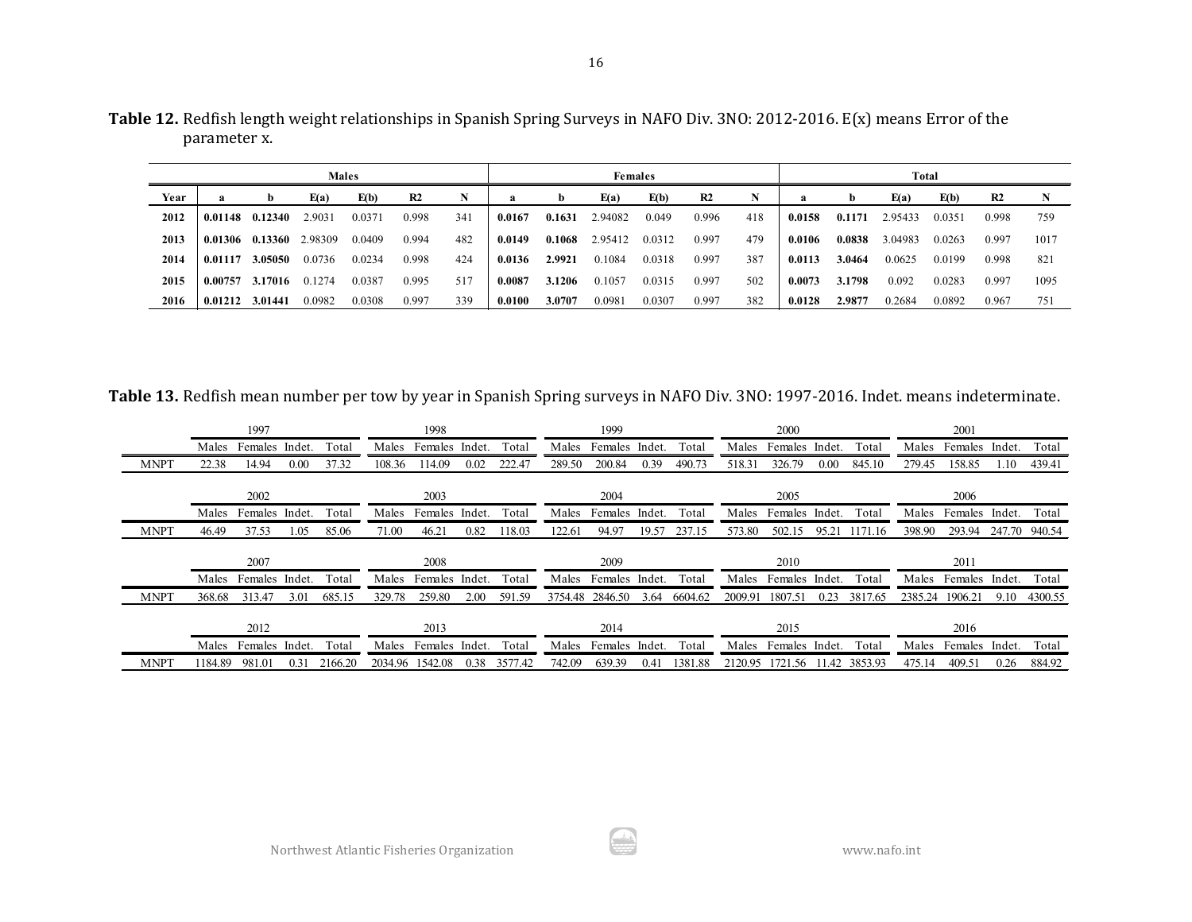**Table 12.** Redfish length weight relationships in Spanish Spring Surveys in NAFO Div. 3NO: 2012-2016. E(x) means Error of the parameter x.

| | Males | | | | | | Females | | | | | | Total | | | | | |
|---|---|---|---|---|---|---|---|---|---|---|---|---|---|---|---|---|---|---|
| **Year** | **a** | **b** | **E(a)** | **E(b)** | **R2** | **N** | **a** | **b** | **E(a)** | **E(b)** | **R2** | **N** | **a** | **b** | **E(a)** | **E(b)** | **R2** | **N** |
| **2012** | **0.01148** | **0.12340** | 2.9031 | 0.0371 | 0.998 | 341 | **0.0167** | **0.1631** | 2.94082 | 0.049 | 0.996 | 418 | **0.0158** | **0.1171** | 2.95433 | 0.0351 | 0.998 | 759 |
| **2013** | **0.01306** | **0.13360** | 2.98309 | 0.0409 | 0.994 | 482 | **0.0149** | **0.1068** | 2.95412 | 0.0312 | 0.997 | 479 | **0.0106** | **0.0838** | 3.04983 | 0.0263 | 0.997 | 1017 |
| **2014** | **0.01117** | **3.05050** | 0.0736 | 0.0234 | 0.998 | 424 | **0.0136** | **2.9921** | 0.1084 | 0.0318 | 0.997 | 387 | **0.0113** | **3.0464** | 0.0625 | 0.0199 | 0.998 | 821 |
| **2015** | **0.00757** | **3.17016** | 0.1274 | 0.0387 | 0.995 | 517 | **0.0087** | **3.1206** | 0.1057 | 0.0315 | 0.997 | 502 | **0.0073** | **3.1798** | 0.092 | 0.0283 | 0.997 | 1095 |
| **2016** | **0.01212** | **3.01441** | 0.0982 | 0.0308 | 0.997 | 339 | **0.0100** | **3.0707** | 0.0981 | 0.0307 | 0.997 | 382 | **0.0128** | **2.9877** | 0.2684 | 0.0892 | 0.967 | 751 |

**Table 13.** Redfish mean number per tow by year in Spanish Spring surveys in NAFO Div. 3NO: 1997-2016. Indet. means indeterminate.

| | 1997 | | | | 1998 | | | | 1999 | | | | 2000 | | | | 2001 | | | |
|---|---|---|---|---|---|---|---|---|---|---|---|---|---|---|---|---|---|---|---|---|
| | Males | Females | Indet. | Total | Males | Females | Indet. | Total | Males | Females | Indet. | Total | Males | Females | Indet. | Total | Males | Females | Indet. | Total |
| MNPT | 22.38 | 14.94 | 0.00 | 37.32 | 108.36 | 114.09 | 0.02 | 222.47 | 289.50 | 200.84 | 0.39 | 490.73 | 518.31 | 326.79 | 0.00 | 845.10 | 279.45 | 158.85 | 1.10 | 439.41 |

| | 2002 | | | | 2003 | | | | 2004 | | | | 2005 | | | | 2006 | | | |
|---|---|---|---|---|---|---|---|---|---|---|---|---|---|---|---|---|---|---|---|---|
| | Males | Females | Indet. | Total | Males | Females | Indet. | Total | Males | Females | Indet. | Total | Males | Females | Indet. | Total | Males | Females | Indet. | Total |
| MNPT | 46.49 | 37.53 | 1.05 | 85.06 | 71.00 | 46.21 | 0.82 | 118.03 | 122.61 | 94.97 | 19.57 | 237.15 | 573.80 | 502.15 | 95.21 | 1171.16 | 398.90 | 293.94 | 247.70 | 940.54 |

| | 2007 | | | | 2008 | | | | 2009 | | | | 2010 | | | | 2011 | | | |
|---|---|---|---|---|---|---|---|---|---|---|---|---|---|---|---|---|---|---|---|---|
| | Males | Females | Indet. | Total | Males | Females | Indet. | Total | Males | Females | Indet. | Total | Males | Females | Indet. | Total | Males | Females | Indet. | Total |
| MNPT | 368.68 | 313.47 | 3.01 | 685.15 | 329.78 | 259.80 | 2.00 | 591.59 | 3754.48 | 2846.50 | 3.64 | 6604.62 | 2009.91 | 1807.51 | 0.23 | 3817.65 | 2385.24 | 1906.21 | 9.10 | 4300.55 |

| | 2012 | | | | 2013 | | | | 2014 | | | | 2015 | | | | 2016 | | | |
|---|---|---|---|---|---|---|---|---|---|---|---|---|---|---|---|---|---|---|---|---|
| | Males | Females | Indet. | Total | Males | Females | Indet. | Total | Males | Females | Indet. | Total | Males | Females | Indet. | Total | Males | Females | Indet. | Total |
| MNPT | 1184.89 | 981.01 | 0.31 | 2166.20 | 2034.96 | 1542.08 | 0.38 | 3577.42 | 742.09 | 639.39 | 0.41 | 1381.88 | 2120.95 | 1721.56 | 11.42 | 3853.93 | 475.14 | 409.51 | 0.26 | 884.92 |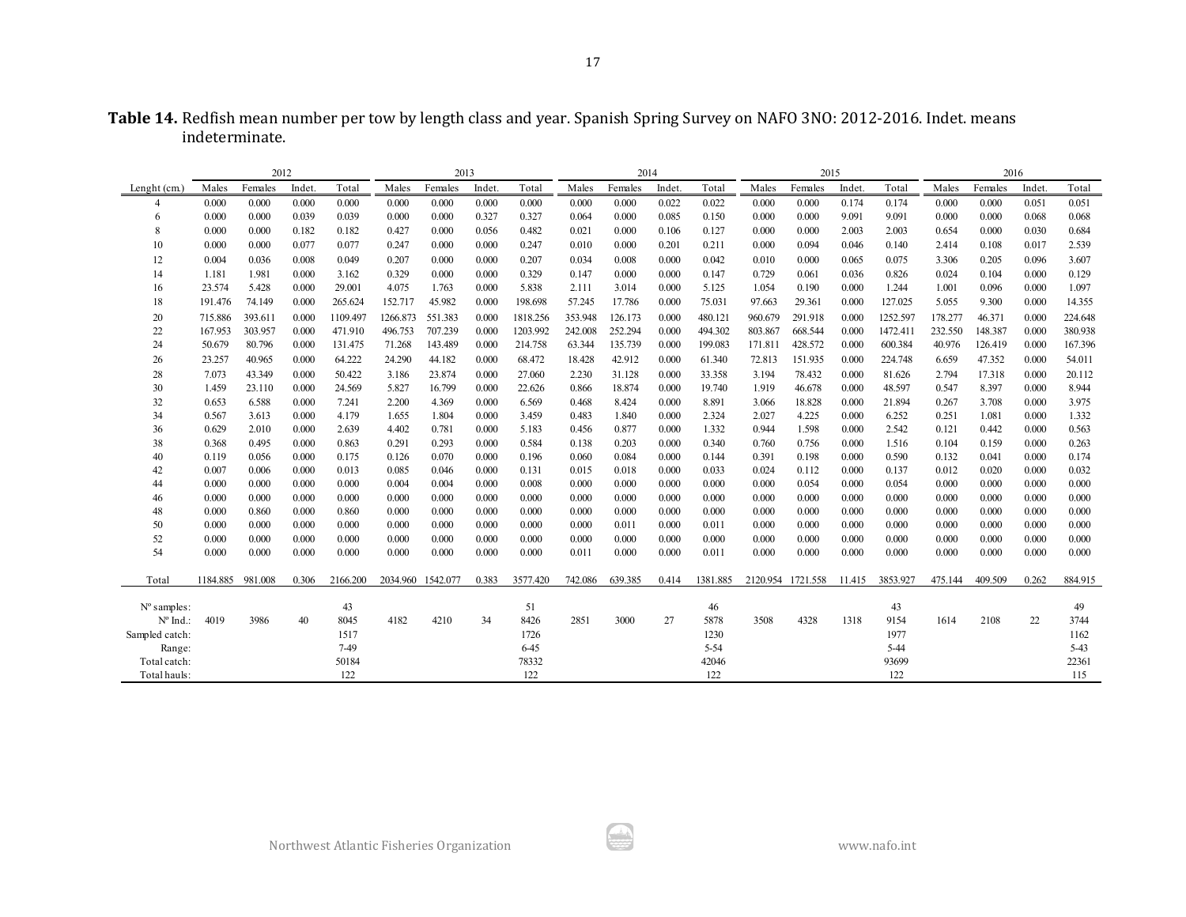**Table 14.** Redfish mean number per tow by length class and year. Spanish Spring Survey on NAFO 3NO: 2012-2016. Indet. means indeterminate.

| | 2012 | | | | 2013 | | | | 2014 | | | | 2015 | | | | 2016 | | | |
|---|---|---|---|---|---|---|---|---|---|---|---|---|---|---|---|---|---|---|---|---|
| Lenght (cm.) | Males | Females | Indet. | Total | Males | Females | Indet. | Total | Males | Females | Indet. | Total | Males | Females | Indet. | Total | Males | Females | Indet. | Total |
| 4 | 0.000 | 0.000 | 0.000 | 0.000 | 0.000 | 0.000 | 0.000 | 0.000 | 0.000 | 0.000 | 0.022 | 0.022 | 0.000 | 0.000 | 0.174 | 0.174 | 0.000 | 0.000 | 0.051 | 0.051 |
| 6 | 0.000 | 0.000 | 0.039 | 0.039 | 0.000 | 0.000 | 0.327 | 0.327 | 0.064 | 0.000 | 0.085 | 0.150 | 0.000 | 0.000 | 9.091 | 9.091 | 0.000 | 0.000 | 0.068 | 0.068 |
| 8 | 0.000 | 0.000 | 0.182 | 0.182 | 0.427 | 0.000 | 0.056 | 0.482 | 0.021 | 0.000 | 0.106 | 0.127 | 0.000 | 0.000 | 2.003 | 2.003 | 0.654 | 0.000 | 0.030 | 0.684 |
| 10 | 0.000 | 0.000 | 0.077 | 0.077 | 0.247 | 0.000 | 0.000 | 0.247 | 0.010 | 0.000 | 0.201 | 0.211 | 0.000 | 0.094 | 0.046 | 0.140 | 2.414 | 0.108 | 0.017 | 2.539 |
| 12 | 0.004 | 0.036 | 0.008 | 0.049 | 0.207 | 0.000 | 0.000 | 0.207 | 0.034 | 0.008 | 0.000 | 0.042 | 0.010 | 0.000 | 0.065 | 0.075 | 3.306 | 0.205 | 0.096 | 3.607 |
| 14 | 1.181 | 1.981 | 0.000 | 3.162 | 0.329 | 0.000 | 0.000 | 0.329 | 0.147 | 0.000 | 0.000 | 0.147 | 0.729 | 0.061 | 0.036 | 0.826 | 0.024 | 0.104 | 0.000 | 0.129 |
| 16 | 23.574 | 5.428 | 0.000 | 29.001 | 4.075 | 1.763 | 0.000 | 5.838 | 2.111 | 3.014 | 0.000 | 5.125 | 1.054 | 0.190 | 0.000 | 1.244 | 1.001 | 0.096 | 0.000 | 1.097 |
| 18 | 191.476 | 74.149 | 0.000 | 265.624 | 152.717 | 45.982 | 0.000 | 198.698 | 57.245 | 17.786 | 0.000 | 75.031 | 97.663 | 29.361 | 0.000 | 127.025 | 5.055 | 9.300 | 0.000 | 14.355 |
| 20 | 715.886 | 393.611 | 0.000 | 1109.497 | 1266.873 | 551.383 | 0.000 | 1818.256 | 353.948 | 126.173 | 0.000 | 480.121 | 960.679 | 291.918 | 0.000 | 1252.597 | 178.277 | 46.371 | 0.000 | 224.648 |
| 22 | 167.953 | 303.957 | 0.000 | 471.910 | 496.753 | 707.239 | 0.000 | 1203.992 | 242.008 | 252.294 | 0.000 | 494.302 | 803.867 | 668.544 | 0.000 | 1472.411 | 232.550 | 148.387 | 0.000 | 380.938 |
| 24 | 50.679 | 80.796 | 0.000 | 131.475 | 71.268 | 143.489 | 0.000 | 214.758 | 63.344 | 135.739 | 0.000 | 199.083 | 171.811 | 428.572 | 0.000 | 600.384 | 40.976 | 126.419 | 0.000 | 167.396 |
| 26 | 23.257 | 40.965 | 0.000 | 64.222 | 24.290 | 44.182 | 0.000 | 68.472 | 18.428 | 42.912 | 0.000 | 61.340 | 72.813 | 151.935 | 0.000 | 224.748 | 6.659 | 47.352 | 0.000 | 54.011 |
| 28 | 7.073 | 43.349 | 0.000 | 50.422 | 3.186 | 23.874 | 0.000 | 27.060 | 2.230 | 31.128 | 0.000 | 33.358 | 3.194 | 78.432 | 0.000 | 81.626 | 2.794 | 17.318 | 0.000 | 20.112 |
| 30 | 1.459 | 23.110 | 0.000 | 24.569 | 5.827 | 16.799 | 0.000 | 22.626 | 0.866 | 18.874 | 0.000 | 19.740 | 1.919 | 46.678 | 0.000 | 48.597 | 0.547 | 8.397 | 0.000 | 8.944 |
| 32 | 0.653 | 6.588 | 0.000 | 7.241 | 2.200 | 4.369 | 0.000 | 6.569 | 0.468 | 8.424 | 0.000 | 8.891 | 3.066 | 18.828 | 0.000 | 21.894 | 0.267 | 3.708 | 0.000 | 3.975 |
| 34 | 0.567 | 3.613 | 0.000 | 4.179 | 1.655 | 1.804 | 0.000 | 3.459 | 0.483 | 1.840 | 0.000 | 2.324 | 2.027 | 4.225 | 0.000 | 6.252 | 0.251 | 1.081 | 0.000 | 1.332 |
| 36 | 0.629 | 2.010 | 0.000 | 2.639 | 4.402 | 0.781 | 0.000 | 5.183 | 0.456 | 0.877 | 0.000 | 1.332 | 0.944 | 1.598 | 0.000 | 2.542 | 0.121 | 0.442 | 0.000 | 0.563 |
| 38 | 0.368 | 0.495 | 0.000 | 0.863 | 0.291 | 0.293 | 0.000 | 0.584 | 0.138 | 0.203 | 0.000 | 0.340 | 0.760 | 0.756 | 0.000 | 1.516 | 0.104 | 0.159 | 0.000 | 0.263 |
| 40 | 0.119 | 0.056 | 0.000 | 0.175 | 0.126 | 0.070 | 0.000 | 0.196 | 0.060 | 0.084 | 0.000 | 0.144 | 0.391 | 0.198 | 0.000 | 0.590 | 0.132 | 0.041 | 0.000 | 0.174 |
| 42 | 0.007 | 0.006 | 0.000 | 0.013 | 0.085 | 0.046 | 0.000 | 0.131 | 0.015 | 0.018 | 0.000 | 0.033 | 0.024 | 0.112 | 0.000 | 0.137 | 0.012 | 0.020 | 0.000 | 0.032 |
| 44 | 0.000 | 0.000 | 0.000 | 0.000 | 0.004 | 0.004 | 0.000 | 0.008 | 0.000 | 0.000 | 0.000 | 0.000 | 0.000 | 0.054 | 0.000 | 0.054 | 0.000 | 0.000 | 0.000 | 0.000 |
| 46 | 0.000 | 0.000 | 0.000 | 0.000 | 0.000 | 0.000 | 0.000 | 0.000 | 0.000 | 0.000 | 0.000 | 0.000 | 0.000 | 0.000 | 0.000 | 0.000 | 0.000 | 0.000 | 0.000 | 0.000 |
| 48 | 0.000 | 0.860 | 0.000 | 0.860 | 0.000 | 0.000 | 0.000 | 0.000 | 0.000 | 0.000 | 0.000 | 0.000 | 0.000 | 0.000 | 0.000 | 0.000 | 0.000 | 0.000 | 0.000 | 0.000 |
| 50 | 0.000 | 0.000 | 0.000 | 0.000 | 0.000 | 0.000 | 0.000 | 0.000 | 0.000 | 0.011 | 0.000 | 0.011 | 0.000 | 0.000 | 0.000 | 0.000 | 0.000 | 0.000 | 0.000 | 0.000 |
| 52 | 0.000 | 0.000 | 0.000 | 0.000 | 0.000 | 0.000 | 0.000 | 0.000 | 0.000 | 0.000 | 0.000 | 0.000 | 0.000 | 0.000 | 0.000 | 0.000 | 0.000 | 0.000 | 0.000 | 0.000 |
| 54 | 0.000 | 0.000 | 0.000 | 0.000 | 0.000 | 0.000 | 0.000 | 0.000 | 0.011 | 0.000 | 0.000 | 0.011 | 0.000 | 0.000 | 0.000 | 0.000 | 0.000 | 0.000 | 0.000 | 0.000 |
| Total | 1184.885 | 981.008 | 0.306 | 2166.200 | 2034.960 | 1542.077 | 0.383 | 3577.420 | 742.086 | 639.385 | 0.414 | 1381.885 | 2120.954 | 1721.558 | 11.415 | 3853.927 | 475.144 | 409.509 | 0.262 | 884.915 |
| Nº samples: | | | | 43 | | | | 51 | | | | 46 | | | | 43 | | | | 49 |
| Nº Ind.: | 4019 | 3986 | 40 | 8045 | 4182 | 4210 | 34 | 8426 | 2851 | 3000 | 27 | 5878 | 3508 | 4328 | 1318 | 9154 | 1614 | 2108 | 22 | 3744 |
| Sampled catch: | | | | 1517 | | | | 1726 | | | | 1230 | | | | 1977 | | | | 1162 |
| Range: | | | | 7-49 | | | | 6-45 | | | | 5-54 | | | | 5-44 | | | | 5-43 |
| Total catch: | | | | 50184 | | | | 78332 | | | | 42046 | | | | 93699 | | | | 22361 |
| Total hauls: | | | | 122 | | | | 122 | | | | 122 | | | | 122 | | | | 115 |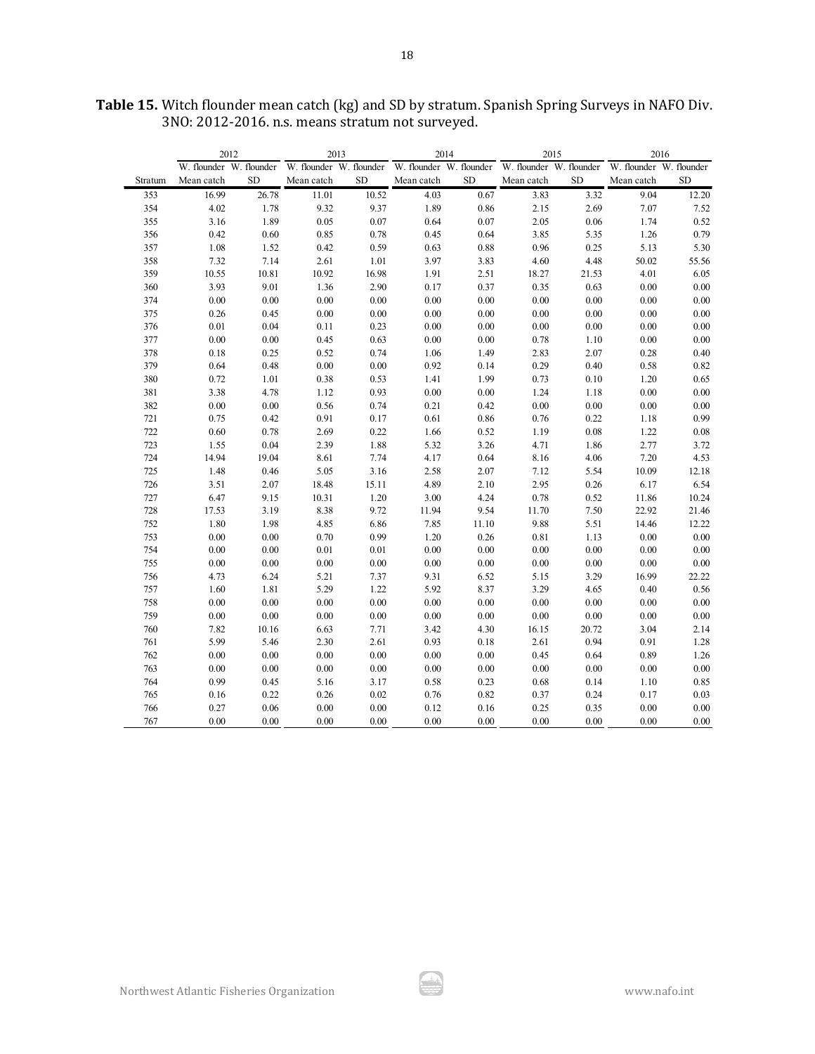**Table 15.** Witch flounder mean catch (kg) and SD by stratum. Spanish Spring Surveys in NAFO Div. 3NO: 2012-2016. n.s. means stratum not surveyed.

| | 2012 | | 2013 | | 2014 | | 2015 | | 2016 | |
|---|---|---|---|---|---|---|---|---|---|---|
| | W. flounder | W. flounder | W. flounder | W. flounder | W. flounder | W. flounder | W. flounder | W. flounder | W. flounder | W. flounder |
| Stratum | Mean catch | SD | Mean catch | SD | Mean catch | SD | Mean catch | SD | Mean catch | SD |
| 353 | 16.99 | 26.78 | 11.01 | 10.52 | 4.03 | 0.67 | 3.83 | 3.32 | 9.04 | 12.20 |
| 354 | 4.02 | 1.78 | 9.32 | 9.37 | 1.89 | 0.86 | 2.15 | 2.69 | 7.07 | 7.52 |
| 355 | 3.16 | 1.89 | 0.05 | 0.07 | 0.64 | 0.07 | 2.05 | 0.06 | 1.74 | 0.52 |
| 356 | 0.42 | 0.60 | 0.85 | 0.78 | 0.45 | 0.64 | 3.85 | 5.35 | 1.26 | 0.79 |
| 357 | 1.08 | 1.52 | 0.42 | 0.59 | 0.63 | 0.88 | 0.96 | 0.25 | 5.13 | 5.30 |
| 358 | 7.32 | 7.14 | 2.61 | 1.01 | 3.97 | 3.83 | 4.60 | 4.48 | 50.02 | 55.56 |
| 359 | 10.55 | 10.81 | 10.92 | 16.98 | 1.91 | 2.51 | 18.27 | 21.53 | 4.01 | 6.05 |
| 360 | 3.93 | 9.01 | 1.36 | 2.90 | 0.17 | 0.37 | 0.35 | 0.63 | 0.00 | 0.00 |
| 374 | 0.00 | 0.00 | 0.00 | 0.00 | 0.00 | 0.00 | 0.00 | 0.00 | 0.00 | 0.00 |
| 375 | 0.26 | 0.45 | 0.00 | 0.00 | 0.00 | 0.00 | 0.00 | 0.00 | 0.00 | 0.00 |
| 376 | 0.01 | 0.04 | 0.11 | 0.23 | 0.00 | 0.00 | 0.00 | 0.00 | 0.00 | 0.00 |
| 377 | 0.00 | 0.00 | 0.45 | 0.63 | 0.00 | 0.00 | 0.78 | 1.10 | 0.00 | 0.00 |
| 378 | 0.18 | 0.25 | 0.52 | 0.74 | 1.06 | 1.49 | 2.83 | 2.07 | 0.28 | 0.40 |
| 379 | 0.64 | 0.48 | 0.00 | 0.00 | 0.92 | 0.14 | 0.29 | 0.40 | 0.58 | 0.82 |
| 380 | 0.72 | 1.01 | 0.38 | 0.53 | 1.41 | 1.99 | 0.73 | 0.10 | 1.20 | 0.65 |
| 381 | 3.38 | 4.78 | 1.12 | 0.93 | 0.00 | 0.00 | 1.24 | 1.18 | 0.00 | 0.00 |
| 382 | 0.00 | 0.00 | 0.56 | 0.74 | 0.21 | 0.42 | 0.00 | 0.00 | 0.00 | 0.00 |
| 721 | 0.75 | 0.42 | 0.91 | 0.17 | 0.61 | 0.86 | 0.76 | 0.22 | 1.18 | 0.99 |
| 722 | 0.60 | 0.78 | 2.69 | 0.22 | 1.66 | 0.52 | 1.19 | 0.08 | 1.22 | 0.08 |
| 723 | 1.55 | 0.04 | 2.39 | 1.88 | 5.32 | 3.26 | 4.71 | 1.86 | 2.77 | 3.72 |
| 724 | 14.94 | 19.04 | 8.61 | 7.74 | 4.17 | 0.64 | 8.16 | 4.06 | 7.20 | 4.53 |
| 725 | 1.48 | 0.46 | 5.05 | 3.16 | 2.58 | 2.07 | 7.12 | 5.54 | 10.09 | 12.18 |
| 726 | 3.51 | 2.07 | 18.48 | 15.11 | 4.89 | 2.10 | 2.95 | 0.26 | 6.17 | 6.54 |
| 727 | 6.47 | 9.15 | 10.31 | 1.20 | 3.00 | 4.24 | 0.78 | 0.52 | 11.86 | 10.24 |
| 728 | 17.53 | 3.19 | 8.38 | 9.72 | 11.94 | 9.54 | 11.70 | 7.50 | 22.92 | 21.46 |
| 752 | 1.80 | 1.98 | 4.85 | 6.86 | 7.85 | 11.10 | 9.88 | 5.51 | 14.46 | 12.22 |
| 753 | 0.00 | 0.00 | 0.70 | 0.99 | 1.20 | 0.26 | 0.81 | 1.13 | 0.00 | 0.00 |
| 754 | 0.00 | 0.00 | 0.01 | 0.01 | 0.00 | 0.00 | 0.00 | 0.00 | 0.00 | 0.00 |
| 755 | 0.00 | 0.00 | 0.00 | 0.00 | 0.00 | 0.00 | 0.00 | 0.00 | 0.00 | 0.00 |
| 756 | 4.73 | 6.24 | 5.21 | 7.37 | 9.31 | 6.52 | 5.15 | 3.29 | 16.99 | 22.22 |
| 757 | 1.60 | 1.81 | 5.29 | 1.22 | 5.92 | 8.37 | 3.29 | 4.65 | 0.40 | 0.56 |
| 758 | 0.00 | 0.00 | 0.00 | 0.00 | 0.00 | 0.00 | 0.00 | 0.00 | 0.00 | 0.00 |
| 759 | 0.00 | 0.00 | 0.00 | 0.00 | 0.00 | 0.00 | 0.00 | 0.00 | 0.00 | 0.00 |
| 760 | 7.82 | 10.16 | 6.63 | 7.71 | 3.42 | 4.30 | 16.15 | 20.72 | 3.04 | 2.14 |
| 761 | 5.99 | 5.46 | 2.30 | 2.61 | 0.93 | 0.18 | 2.61 | 0.94 | 0.91 | 1.28 |
| 762 | 0.00 | 0.00 | 0.00 | 0.00 | 0.00 | 0.00 | 0.45 | 0.64 | 0.89 | 1.26 |
| 763 | 0.00 | 0.00 | 0.00 | 0.00 | 0.00 | 0.00 | 0.00 | 0.00 | 0.00 | 0.00 |
| 764 | 0.99 | 0.45 | 5.16 | 3.17 | 0.58 | 0.23 | 0.68 | 0.14 | 1.10 | 0.85 |
| 765 | 0.16 | 0.22 | 0.26 | 0.02 | 0.76 | 0.82 | 0.37 | 0.24 | 0.17 | 0.03 |
| 766 | 0.27 | 0.06 | 0.00 | 0.00 | 0.12 | 0.16 | 0.25 | 0.35 | 0.00 | 0.00 |
| 767 | 0.00 | 0.00 | 0.00 | 0.00 | 0.00 | 0.00 | 0.00 | 0.00 | 0.00 | 0.00 |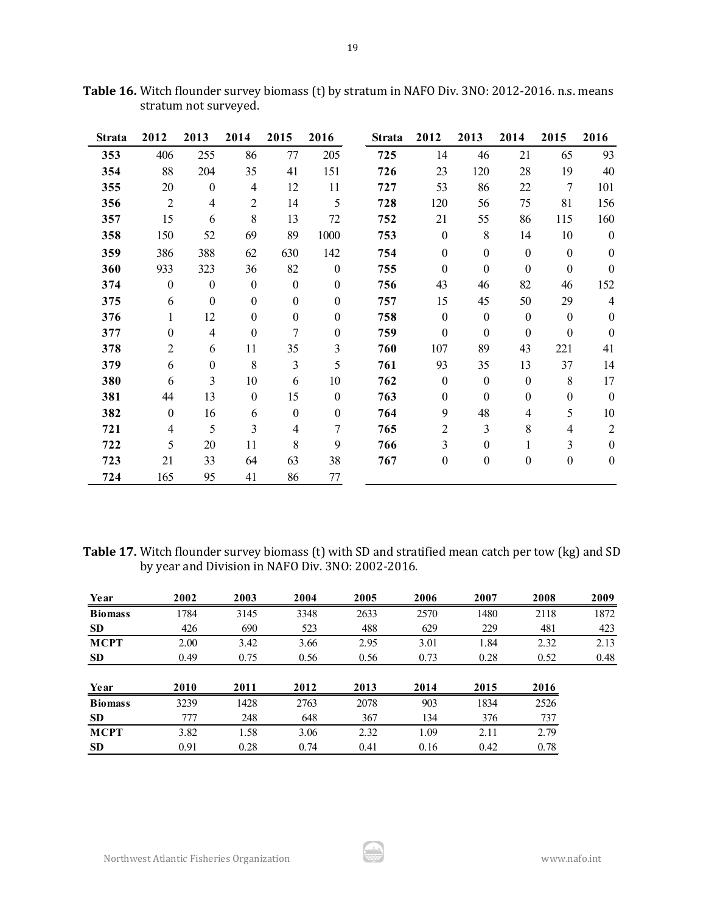**Table 16.** Witch flounder survey biomass (t) by stratum in NAFO Div. 3NO: 2012-2016. n.s. means stratum not surveyed.

| Strata | 2012 | 2013 | 2014 | 2015 | 2016 | Strata | 2012 | 2013 | 2014 | 2015 | 2016 |
|---|---|---|---|---|---|---|---|---|---|---|---|
| 353 | 406 | 255 | 86 | 77 | 205 | 725 | 14 | 46 | 21 | 65 | 93 |
| 354 | 88 | 204 | 35 | 41 | 151 | 726 | 23 | 120 | 28 | 19 | 40 |
| 355 | 20 | 0 | 4 | 12 | 11 | 727 | 53 | 86 | 22 | 7 | 101 |
| 356 | 2 | 4 | 2 | 14 | 5 | 728 | 120 | 56 | 75 | 81 | 156 |
| 357 | 15 | 6 | 8 | 13 | 72 | 752 | 21 | 55 | 86 | 115 | 160 |
| 358 | 150 | 52 | 69 | 89 | 1000 | 753 | 0 | 8 | 14 | 10 | 0 |
| 359 | 386 | 388 | 62 | 630 | 142 | 754 | 0 | 0 | 0 | 0 | 0 |
| 360 | 933 | 323 | 36 | 82 | 0 | 755 | 0 | 0 | 0 | 0 | 0 |
| 374 | 0 | 0 | 0 | 0 | 0 | 756 | 43 | 46 | 82 | 46 | 152 |
| 375 | 6 | 0 | 0 | 0 | 0 | 757 | 15 | 45 | 50 | 29 | 4 |
| 376 | 1 | 12 | 0 | 0 | 0 | 758 | 0 | 0 | 0 | 0 | 0 |
| 377 | 0 | 4 | 0 | 7 | 0 | 759 | 0 | 0 | 0 | 0 | 0 |
| 378 | 2 | 6 | 11 | 35 | 3 | 760 | 107 | 89 | 43 | 221 | 41 |
| 379 | 6 | 0 | 8 | 3 | 5 | 761 | 93 | 35 | 13 | 37 | 14 |
| 380 | 6 | 3 | 10 | 6 | 10 | 762 | 0 | 0 | 0 | 8 | 17 |
| 381 | 44 | 13 | 0 | 15 | 0 | 763 | 0 | 0 | 0 | 0 | 0 |
| 382 | 0 | 16 | 6 | 0 | 0 | 764 | 9 | 48 | 4 | 5 | 10 |
| 721 | 4 | 5 | 3 | 4 | 7 | 765 | 2 | 3 | 8 | 4 | 2 |
| 722 | 5 | 20 | 11 | 8 | 9 | 766 | 3 | 0 | 1 | 3 | 0 |
| 723 | 21 | 33 | 64 | 63 | 38 | 767 | 0 | 0 | 0 | 0 | 0 |
| 724 | 165 | 95 | 41 | 86 | 77 | | | | | | |

**Table 17.** Witch flounder survey biomass (t) with SD and stratified mean catch per tow (kg) and SD by year and Division in NAFO Div. 3NO: 2002-2016.

| Year | 2002 | 2003 | 2004 | 2005 | 2006 | 2007 | 2008 | 2009 |
|---|---|---|---|---|---|---|---|---|
| **Biomass** | 1784 | 3145 | 3348 | 2633 | 2570 | 1480 | 2118 | 1872 |
| **SD** | 426 | 690 | 523 | 488 | 629 | 229 | 481 | 423 |
| **MCPT** | 2.00 | 3.42 | 3.66 | 2.95 | 3.01 | 1.84 | 2.32 | 2.13 |
| **SD** | 0.49 | 0.75 | 0.56 | 0.56 | 0.73 | 0.28 | 0.52 | 0.48 |

| Year | 2010 | 2011 | 2012 | 2013 | 2014 | 2015 | 2016 |
|---|---|---|---|---|---|---|---|
| **Biomass** | 3239 | 1428 | 2763 | 2078 | 903 | 1834 | 2526 |
| **SD** | 777 | 248 | 648 | 367 | 134 | 376 | 737 |
| **MCPT** | 3.82 | 1.58 | 3.06 | 2.32 | 1.09 | 2.11 | 2.79 |
| **SD** | 0.91 | 0.28 | 0.74 | 0.41 | 0.16 | 0.42 | 0.78 |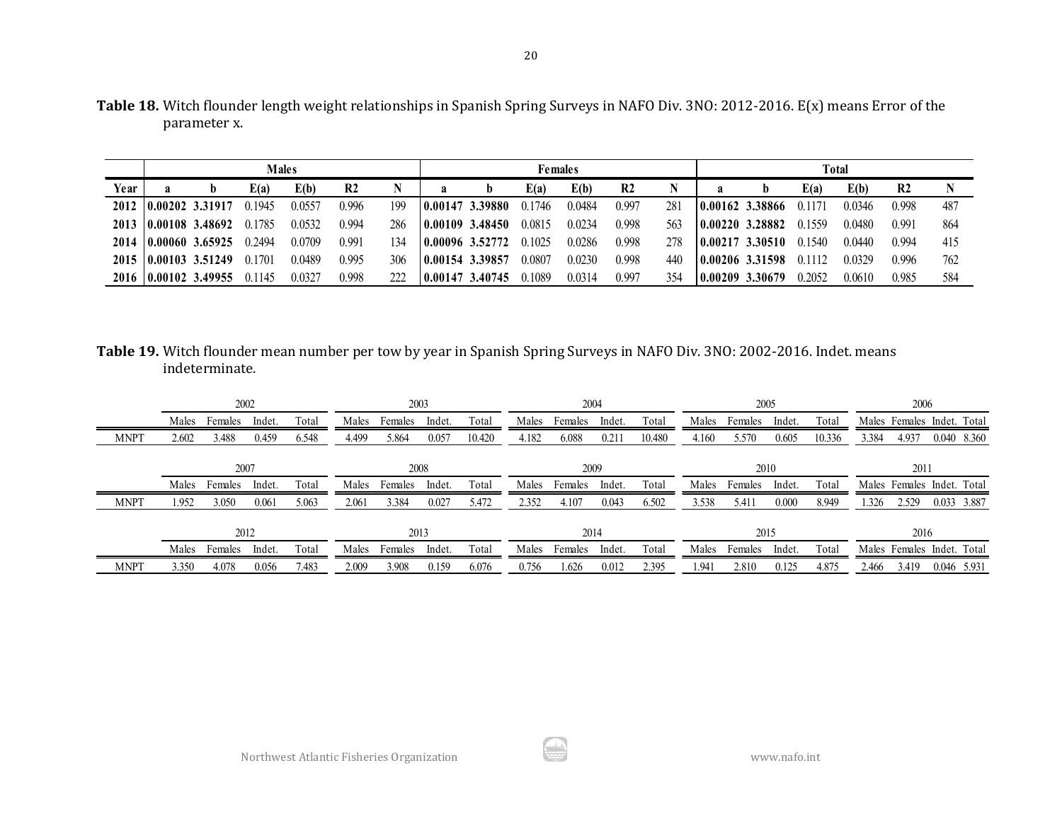**Table 18.** Witch flounder length weight relationships in Spanish Spring Surveys in NAFO Div. 3NO: 2012-2016. E(x) means Error of the parameter x.

| | Males | | | | | | Females | | | | | | Total | | | | | |
|---|---|---|---|---|---|---|---|---|---|---|---|---|---|---|---|---|---|---|
| **Year** | **a** | **b** | **E(a)** | **E(b)** | **R2** | **N** | **a** | **b** | **E(a)** | **E(b)** | **R2** | **N** | **a** | **b** | **E(a)** | **E(b)** | **R2** | **N** |
| **2012** | **0.00202** | **3.31917** | 0.1945 | 0.0557 | 0.996 | 199 | **0.00147** | **3.39880** | 0.1746 | 0.0484 | 0.997 | 281 | **0.00162** | **3.38866** | 0.1171 | 0.0346 | 0.998 | 487 |
| **2013** | **0.00108** | **3.48692** | 0.1785 | 0.0532 | 0.994 | 286 | **0.00109** | **3.48450** | 0.0815 | 0.0234 | 0.998 | 563 | **0.00220** | **3.28882** | 0.1559 | 0.0480 | 0.991 | 864 |
| **2014** | **0.00060** | **3.65925** | 0.2494 | 0.0709 | 0.991 | 134 | **0.00096** | **3.52772** | 0.1025 | 0.0286 | 0.998 | 278 | **0.00217** | **3.30510** | 0.1540 | 0.0440 | 0.994 | 415 |
| **2015** | **0.00103** | **3.51249** | 0.1701 | 0.0489 | 0.995 | 306 | **0.00154** | **3.39857** | 0.0807 | 0.0230 | 0.998 | 440 | **0.00206** | **3.31598** | 0.1112 | 0.0329 | 0.996 | 762 |
| **2016** | **0.00102** | **3.49955** | 0.1145 | 0.0327 | 0.998 | 222 | **0.00147** | **3.40745** | 0.1089 | 0.0314 | 0.997 | 354 | **0.00209** | **3.30679** | 0.2052 | 0.0610 | 0.985 | 584 |

**Table 19.** Witch flounder mean number per tow by year in Spanish Spring Surveys in NAFO Div. 3NO: 2002-2016. Indet. means indeterminate.

| | 2002 | | | | 2003 | | | | 2004 | | | | 2005 | | | | 2006 | | | |
|---|---|---|---|---|---|---|---|---|---|---|---|---|---|---|---|---|---|---|---|---|
| | Males | Females | Indet. | Total | Males | Females | Indet. | Total | Males | Females | Indet. | Total | Males | Females | Indet. | Total | Males | Females | Indet. | Total |
| MNPT | 2.602 | 3.488 | 0.459 | 6.548 | 4.499 | 5.864 | 0.057 | 10.420 | 4.182 | 6.088 | 0.211 | 10.480 | 4.160 | 5.570 | 0.605 | 10.336 | 3.384 | 4.937 | 0.040 | 8.360 |

| | 2007 | | | | 2008 | | | | 2009 | | | | 2010 | | | | 2011 | | | |
|---|---|---|---|---|---|---|---|---|---|---|---|---|---|---|---|---|---|---|---|---|
| | Males | Females | Indet. | Total | Males | Females | Indet. | Total | Males | Females | Indet. | Total | Males | Females | Indet. | Total | Males | Females | Indet. | Total |
| MNPT | 1.952 | 3.050 | 0.061 | 5.063 | 2.061 | 3.384 | 0.027 | 5.472 | 2.352 | 4.107 | 0.043 | 6.502 | 3.538 | 5.411 | 0.000 | 8.949 | 1.326 | 2.529 | 0.033 | 3.887 |

| | 2012 | | | | 2013 | | | | 2014 | | | | 2015 | | | | 2016 | | | |
|---|---|---|---|---|---|---|---|---|---|---|---|---|---|---|---|---|---|---|---|---|
| | Males | Females | Indet. | Total | Males | Females | Indet. | Total | Males | Females | Indet. | Total | Males | Females | Indet. | Total | Males | Females | Indet. | Total |
| MNPT | 3.350 | 4.078 | 0.056 | 7.483 | 2.009 | 3.908 | 0.159 | 6.076 | 0.756 | 1.626 | 0.012 | 2.395 | 1.941 | 2.810 | 0.125 | 4.875 | 2.466 | 3.419 | 0.046 | 5.931 |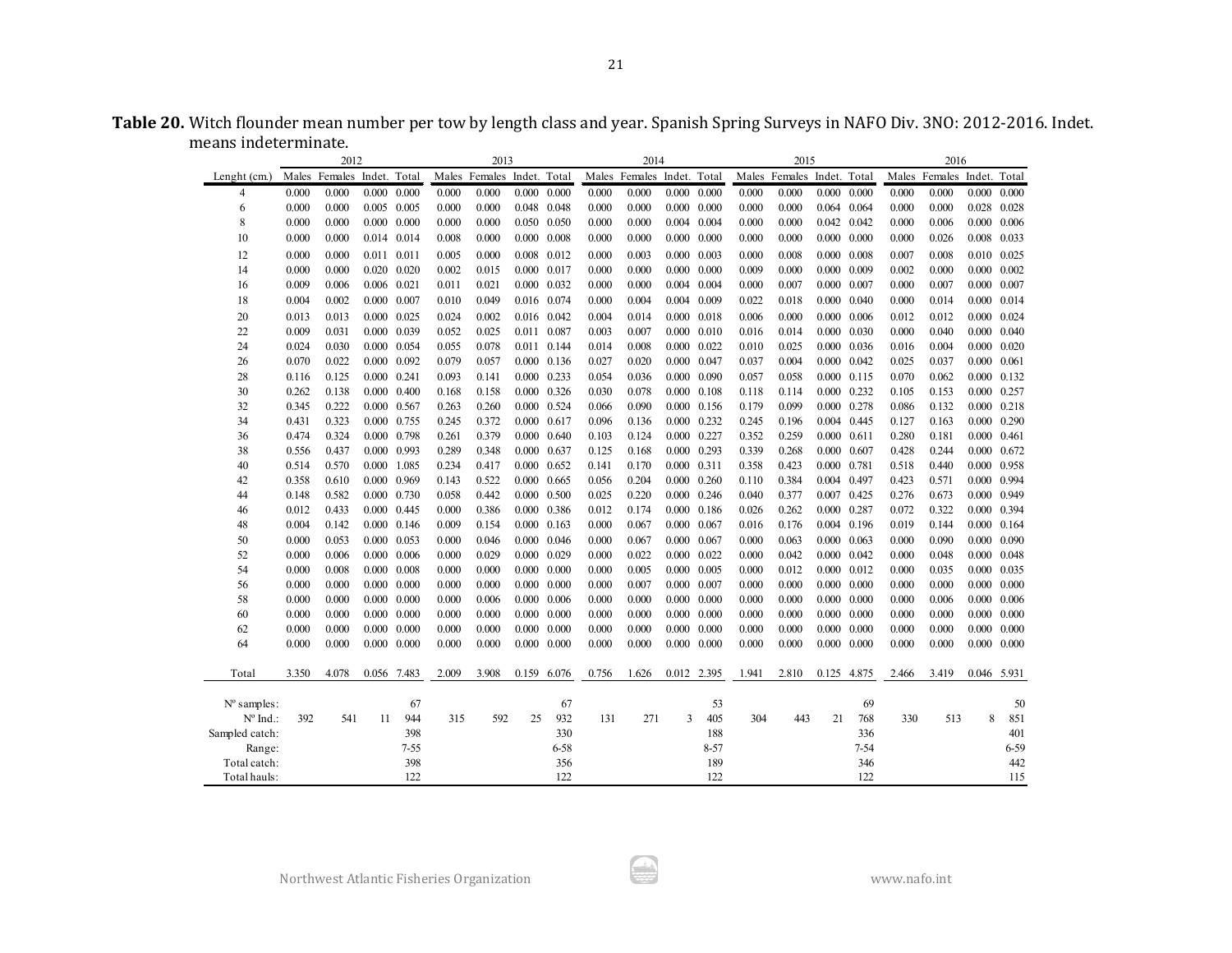**Table 20.** Witch flounder mean number per tow by length class and year. Spanish Spring Surveys in NAFO Div. 3NO: 2012-2016. Indet. means indeterminate.

| | 2012 | | | | 2013 | | | | 2014 | | | | 2015 | | | | 2016 | | | |
|---|---|---|---|---|---|---|---|---|---|---|---|---|---|---|---|---|---|---|---|---|
| Lenght (cm.) | Males | Females | Indet. | Total | Males | Females | Indet. | Total | Males | Females | Indet. | Total | Males | Females | Indet. | Total | Males | Females | Indet. | Total |
| 4 | 0.000 | 0.000 | 0.000 | 0.000 | 0.000 | 0.000 | 0.000 | 0.000 | 0.000 | 0.000 | 0.000 | 0.000 | 0.000 | 0.000 | 0.000 | 0.000 | 0.000 | 0.000 | 0.000 | 0.000 |
| 6 | 0.000 | 0.000 | 0.005 | 0.005 | 0.000 | 0.000 | 0.048 | 0.048 | 0.000 | 0.000 | 0.000 | 0.000 | 0.000 | 0.000 | 0.064 | 0.064 | 0.000 | 0.000 | 0.028 | 0.028 |
| 8 | 0.000 | 0.000 | 0.000 | 0.000 | 0.000 | 0.000 | 0.050 | 0.050 | 0.000 | 0.000 | 0.004 | 0.004 | 0.000 | 0.000 | 0.042 | 0.042 | 0.000 | 0.006 | 0.000 | 0.006 |
| 10 | 0.000 | 0.000 | 0.014 | 0.014 | 0.008 | 0.000 | 0.000 | 0.008 | 0.000 | 0.000 | 0.000 | 0.000 | 0.000 | 0.000 | 0.000 | 0.000 | 0.000 | 0.026 | 0.008 | 0.033 |
| 12 | 0.000 | 0.000 | 0.011 | 0.011 | 0.005 | 0.000 | 0.008 | 0.012 | 0.000 | 0.003 | 0.000 | 0.003 | 0.000 | 0.008 | 0.000 | 0.008 | 0.007 | 0.008 | 0.010 | 0.025 |
| 14 | 0.000 | 0.000 | 0.020 | 0.020 | 0.002 | 0.015 | 0.000 | 0.017 | 0.000 | 0.000 | 0.000 | 0.000 | 0.009 | 0.000 | 0.000 | 0.009 | 0.002 | 0.000 | 0.000 | 0.002 |
| 16 | 0.009 | 0.006 | 0.006 | 0.021 | 0.011 | 0.021 | 0.000 | 0.032 | 0.000 | 0.000 | 0.004 | 0.004 | 0.000 | 0.007 | 0.000 | 0.007 | 0.000 | 0.007 | 0.000 | 0.007 |
| 18 | 0.004 | 0.002 | 0.000 | 0.007 | 0.010 | 0.049 | 0.016 | 0.074 | 0.000 | 0.004 | 0.004 | 0.009 | 0.022 | 0.018 | 0.000 | 0.040 | 0.000 | 0.014 | 0.000 | 0.014 |
| 20 | 0.013 | 0.013 | 0.000 | 0.025 | 0.024 | 0.002 | 0.016 | 0.042 | 0.004 | 0.014 | 0.000 | 0.018 | 0.006 | 0.000 | 0.000 | 0.006 | 0.012 | 0.012 | 0.000 | 0.024 |
| 22 | 0.009 | 0.031 | 0.000 | 0.039 | 0.052 | 0.025 | 0.011 | 0.087 | 0.003 | 0.007 | 0.000 | 0.010 | 0.016 | 0.014 | 0.000 | 0.030 | 0.000 | 0.040 | 0.000 | 0.040 |
| 24 | 0.024 | 0.030 | 0.000 | 0.054 | 0.055 | 0.078 | 0.011 | 0.144 | 0.014 | 0.008 | 0.000 | 0.022 | 0.010 | 0.025 | 0.000 | 0.036 | 0.016 | 0.004 | 0.000 | 0.020 |
| 26 | 0.070 | 0.022 | 0.000 | 0.092 | 0.079 | 0.057 | 0.000 | 0.136 | 0.027 | 0.020 | 0.000 | 0.047 | 0.037 | 0.004 | 0.000 | 0.042 | 0.025 | 0.037 | 0.000 | 0.061 |
| 28 | 0.116 | 0.125 | 0.000 | 0.241 | 0.093 | 0.141 | 0.000 | 0.233 | 0.054 | 0.036 | 0.000 | 0.090 | 0.057 | 0.058 | 0.000 | 0.115 | 0.070 | 0.062 | 0.000 | 0.132 |
| 30 | 0.262 | 0.138 | 0.000 | 0.400 | 0.168 | 0.158 | 0.000 | 0.326 | 0.030 | 0.078 | 0.000 | 0.108 | 0.118 | 0.114 | 0.000 | 0.232 | 0.105 | 0.153 | 0.000 | 0.257 |
| 32 | 0.345 | 0.222 | 0.000 | 0.567 | 0.263 | 0.260 | 0.000 | 0.524 | 0.066 | 0.090 | 0.000 | 0.156 | 0.179 | 0.099 | 0.000 | 0.278 | 0.086 | 0.132 | 0.000 | 0.218 |
| 34 | 0.431 | 0.323 | 0.000 | 0.755 | 0.245 | 0.372 | 0.000 | 0.617 | 0.096 | 0.136 | 0.000 | 0.232 | 0.245 | 0.196 | 0.004 | 0.445 | 0.127 | 0.163 | 0.000 | 0.290 |
| 36 | 0.474 | 0.324 | 0.000 | 0.798 | 0.261 | 0.379 | 0.000 | 0.640 | 0.103 | 0.124 | 0.000 | 0.227 | 0.352 | 0.259 | 0.000 | 0.611 | 0.280 | 0.181 | 0.000 | 0.461 |
| 38 | 0.556 | 0.437 | 0.000 | 0.993 | 0.289 | 0.348 | 0.000 | 0.637 | 0.125 | 0.168 | 0.000 | 0.293 | 0.339 | 0.268 | 0.000 | 0.607 | 0.428 | 0.244 | 0.000 | 0.672 |
| 40 | 0.514 | 0.570 | 0.000 | 1.085 | 0.234 | 0.417 | 0.000 | 0.652 | 0.141 | 0.170 | 0.000 | 0.311 | 0.358 | 0.423 | 0.000 | 0.781 | 0.518 | 0.440 | 0.000 | 0.958 |
| 42 | 0.358 | 0.610 | 0.000 | 0.969 | 0.143 | 0.522 | 0.000 | 0.665 | 0.056 | 0.204 | 0.000 | 0.260 | 0.110 | 0.384 | 0.004 | 0.497 | 0.423 | 0.571 | 0.000 | 0.994 |
| 44 | 0.148 | 0.582 | 0.000 | 0.730 | 0.058 | 0.442 | 0.000 | 0.500 | 0.025 | 0.220 | 0.000 | 0.246 | 0.040 | 0.377 | 0.007 | 0.425 | 0.276 | 0.673 | 0.000 | 0.949 |
| 46 | 0.012 | 0.433 | 0.000 | 0.445 | 0.000 | 0.386 | 0.000 | 0.386 | 0.012 | 0.174 | 0.000 | 0.186 | 0.026 | 0.262 | 0.000 | 0.287 | 0.072 | 0.322 | 0.000 | 0.394 |
| 48 | 0.004 | 0.142 | 0.000 | 0.146 | 0.009 | 0.154 | 0.000 | 0.163 | 0.000 | 0.067 | 0.000 | 0.067 | 0.016 | 0.176 | 0.004 | 0.196 | 0.019 | 0.144 | 0.000 | 0.164 |
| 50 | 0.000 | 0.053 | 0.000 | 0.053 | 0.000 | 0.046 | 0.000 | 0.046 | 0.000 | 0.067 | 0.000 | 0.067 | 0.000 | 0.063 | 0.000 | 0.063 | 0.000 | 0.090 | 0.000 | 0.090 |
| 52 | 0.000 | 0.006 | 0.000 | 0.006 | 0.000 | 0.029 | 0.000 | 0.029 | 0.000 | 0.022 | 0.000 | 0.022 | 0.000 | 0.042 | 0.000 | 0.042 | 0.000 | 0.048 | 0.000 | 0.048 |
| 54 | 0.000 | 0.008 | 0.000 | 0.008 | 0.000 | 0.000 | 0.000 | 0.000 | 0.000 | 0.005 | 0.000 | 0.005 | 0.000 | 0.012 | 0.000 | 0.012 | 0.000 | 0.035 | 0.000 | 0.035 |
| 56 | 0.000 | 0.000 | 0.000 | 0.000 | 0.000 | 0.000 | 0.000 | 0.000 | 0.000 | 0.007 | 0.000 | 0.007 | 0.000 | 0.000 | 0.000 | 0.000 | 0.000 | 0.000 | 0.000 | 0.000 |
| 58 | 0.000 | 0.000 | 0.000 | 0.000 | 0.000 | 0.006 | 0.000 | 0.006 | 0.000 | 0.000 | 0.000 | 0.000 | 0.000 | 0.000 | 0.000 | 0.000 | 0.000 | 0.006 | 0.000 | 0.006 |
| 60 | 0.000 | 0.000 | 0.000 | 0.000 | 0.000 | 0.000 | 0.000 | 0.000 | 0.000 | 0.000 | 0.000 | 0.000 | 0.000 | 0.000 | 0.000 | 0.000 | 0.000 | 0.000 | 0.000 | 0.000 |
| 62 | 0.000 | 0.000 | 0.000 | 0.000 | 0.000 | 0.000 | 0.000 | 0.000 | 0.000 | 0.000 | 0.000 | 0.000 | 0.000 | 0.000 | 0.000 | 0.000 | 0.000 | 0.000 | 0.000 | 0.000 |
| 64 | 0.000 | 0.000 | 0.000 | 0.000 | 0.000 | 0.000 | 0.000 | 0.000 | 0.000 | 0.000 | 0.000 | 0.000 | 0.000 | 0.000 | 0.000 | 0.000 | 0.000 | 0.000 | 0.000 | 0.000 |
| Total | 3.350 | 4.078 | 0.056 | 7.483 | 2.009 | 3.908 | 0.159 | 6.076 | 0.756 | 1.626 | 0.012 | 2.395 | 1.941 | 2.810 | 0.125 | 4.875 | 2.466 | 3.419 | 0.046 | 5.931 |
| Nº samples: | | | | 67 | | | | 67 | | | | 53 | | | | 69 | | | | 50 |
| Nº Ind.: | 392 | 541 | 11 | 944 | 315 | 592 | 25 | 932 | 131 | 271 | 3 | 405 | 304 | 443 | 21 | 768 | 330 | 513 | 8 | 851 |
| Sampled catch: | | | | 398 | | | | 330 | | | | 188 | | | | 336 | | | | 401 |
| Range: | | | | 7-55 | | | | 6-58 | | | | 8-57 | | | | 7-54 | | | | 6-59 |
| Total catch: | | | | 398 | | | | 356 | | | | 189 | | | | 346 | | | | 442 |
| Total hauls: | | | | 122 | | | | 122 | | | | 122 | | | | 122 | | | | 115 |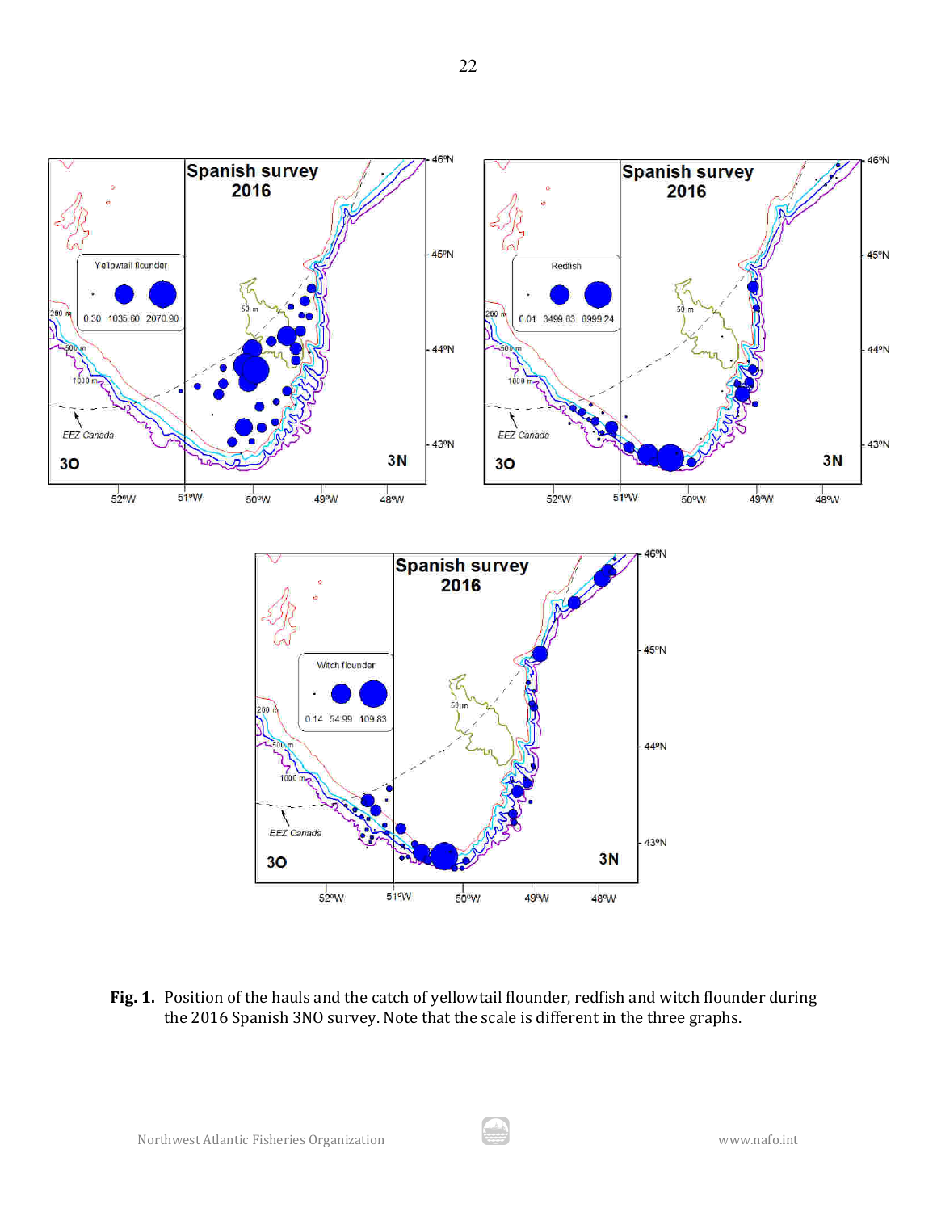**Fig. 1.** Position of the hauls and the catch of yellowtail flounder, redfish and witch flounder during the 2016 Spanish 3NO survey. Note that the scale is different in the three graphs.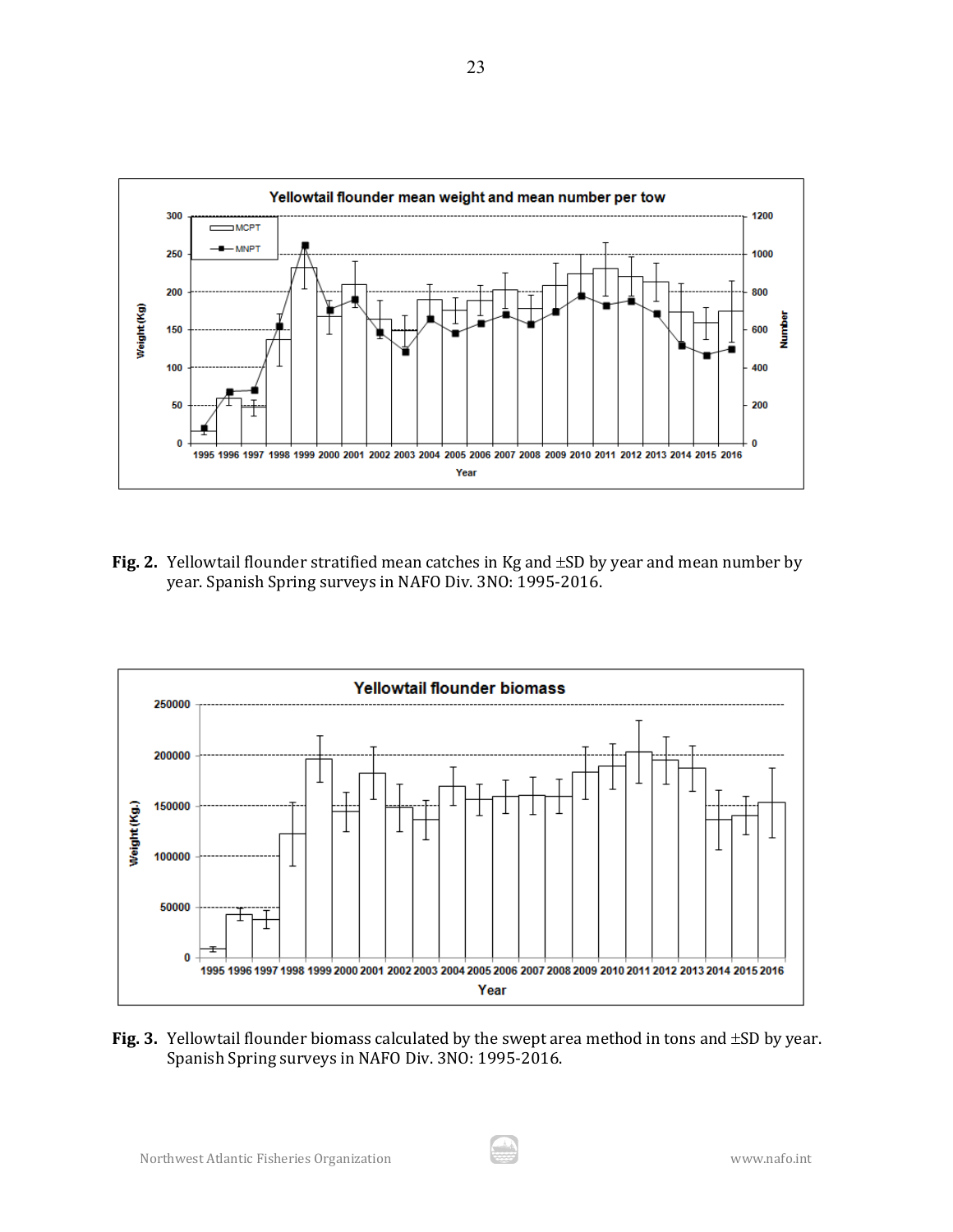**Fig. 2.** Yellowtail flounder stratified mean catches in Kg and ±SD by year and mean number by year. Spanish Spring surveys in NAFO Div. 3NO: 1995-2016.

**Fig. 3.** Yellowtail flounder biomass calculated by the swept area method in tons and ±SD by year. Spanish Spring surveys in NAFO Div. 3NO: 1995-2016.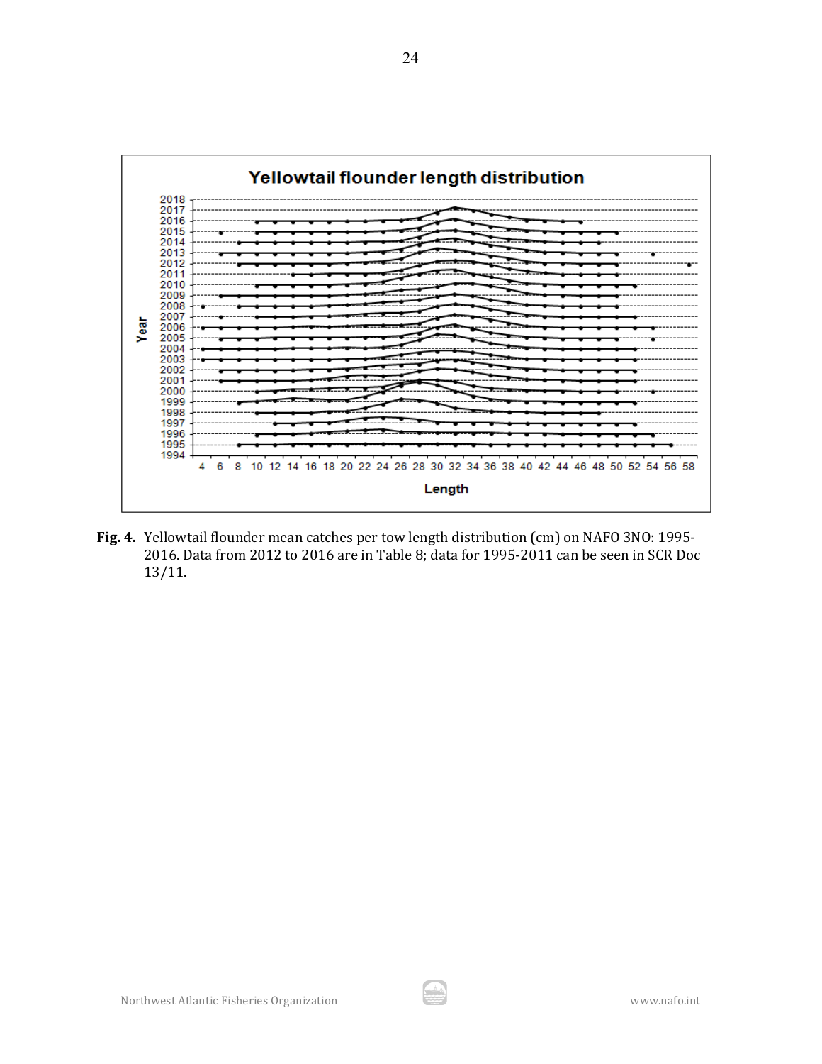**Fig. 4.** Yellowtail flounder mean catches per tow length distribution (cm) on NAFO 3NO: 1995-2016. Data from 2012 to 2016 are in Table 8; data for 1995-2011 can be seen in SCR Doc 13/11.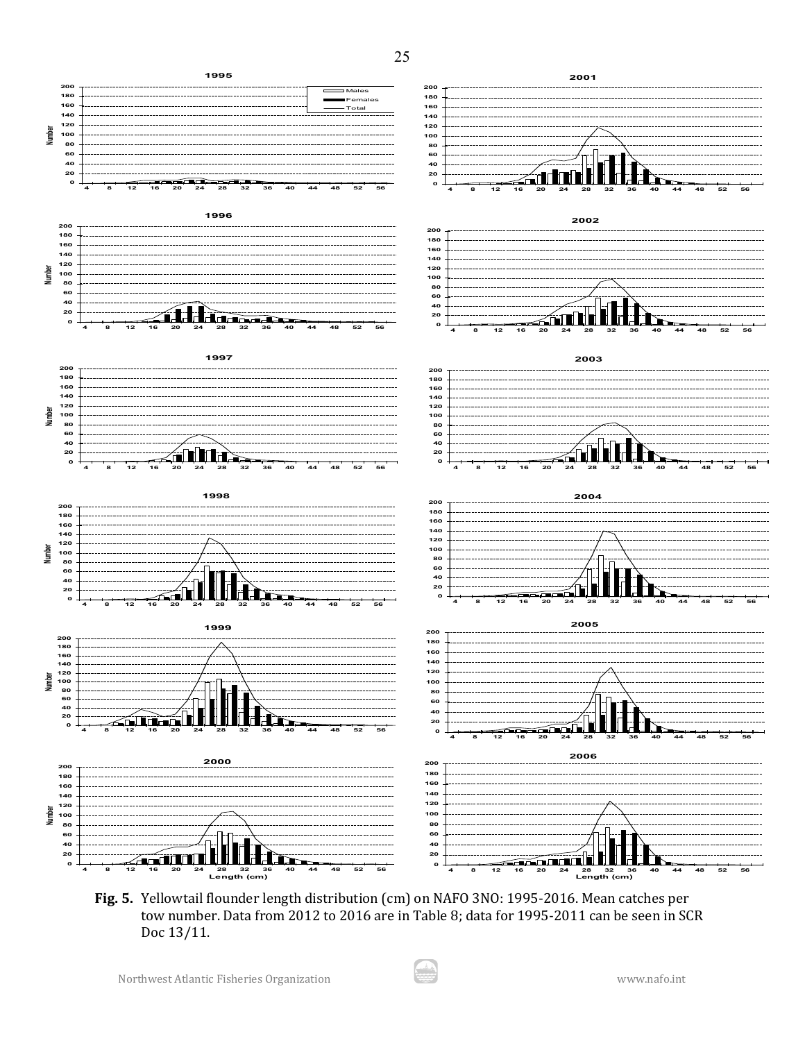**Fig. 5.** Yellowtail flounder length distribution (cm) on NAFO 3NO: 1995-2016. Mean catches per tow number. Data from 2012 to 2016 are in Table 8; data for 1995-2011 can be seen in SCR Doc 13/11.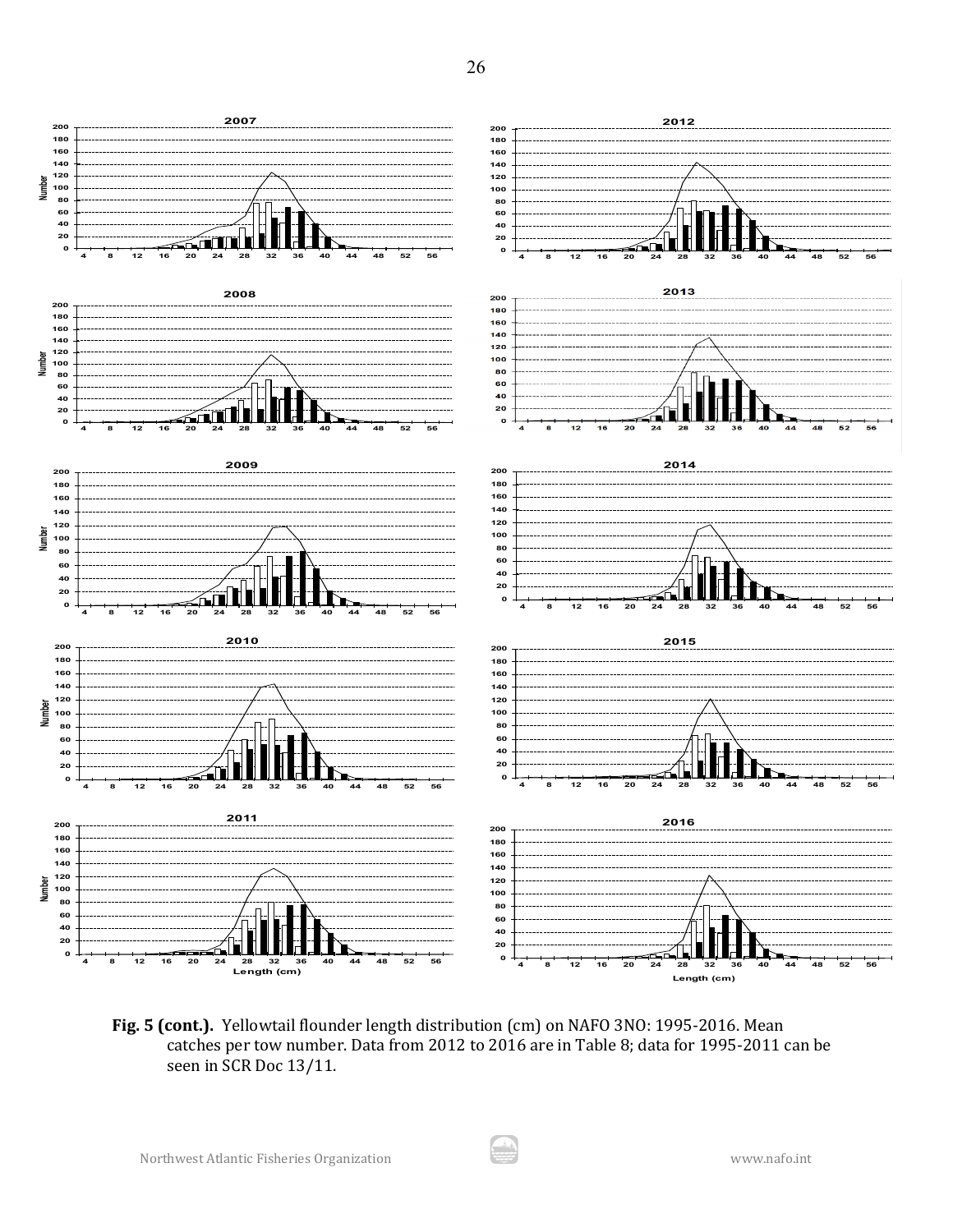**Fig. 5 (cont.).** Yellowtail flounder length distribution (cm) on NAFO 3NO: 1995-2016. Mean catches per tow number. Data from 2012 to 2016 are in Table 8; data for 1995-2011 can be seen in SCR Doc 13/11.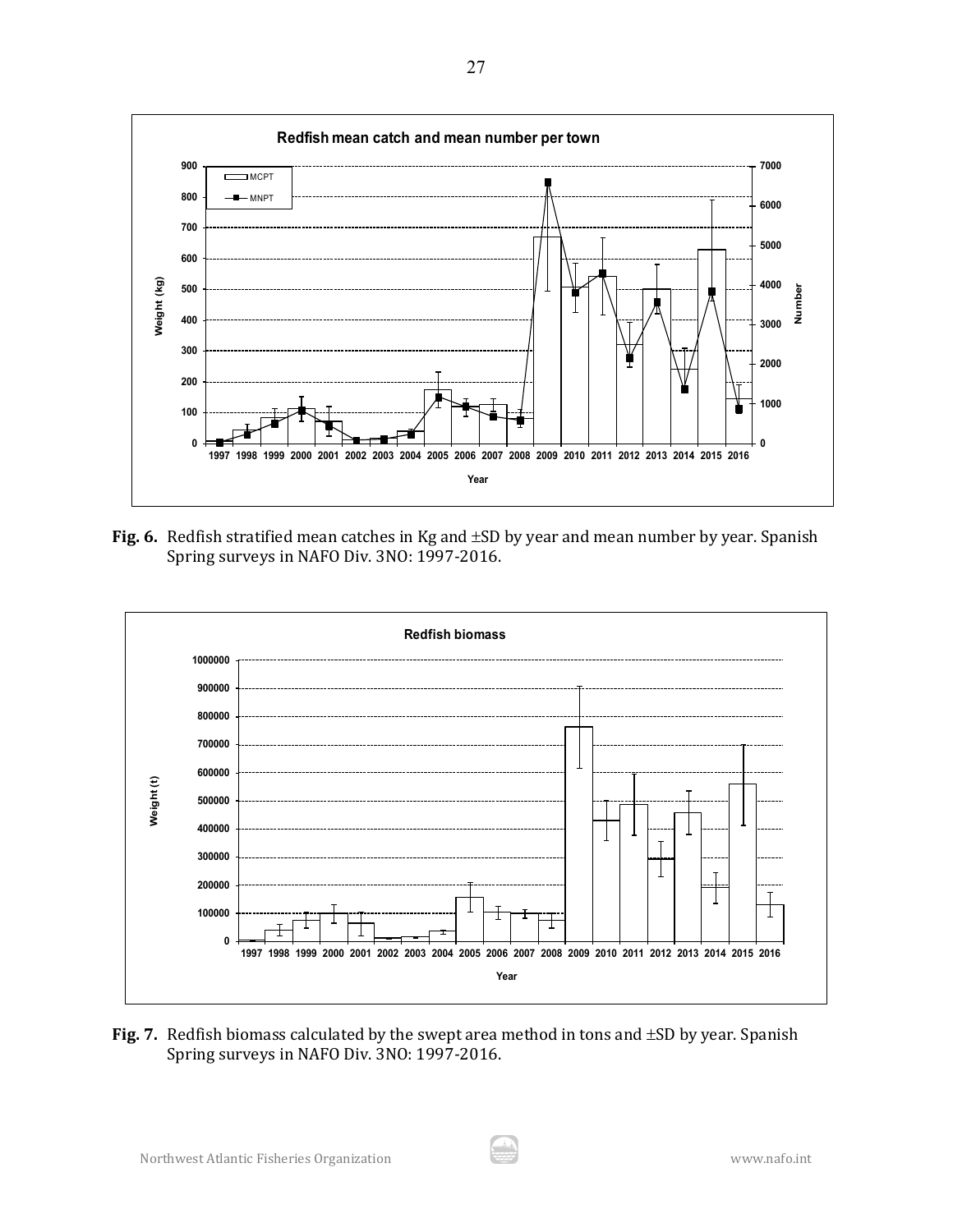**Fig. 6.** Redfish stratified mean catches in Kg and ±SD by year and mean number by year. Spanish Spring surveys in NAFO Div. 3NO: 1997-2016.

**Fig. 7.** Redfish biomass calculated by the swept area method in tons and ±SD by year. Spanish Spring surveys in NAFO Div. 3NO: 1997-2016.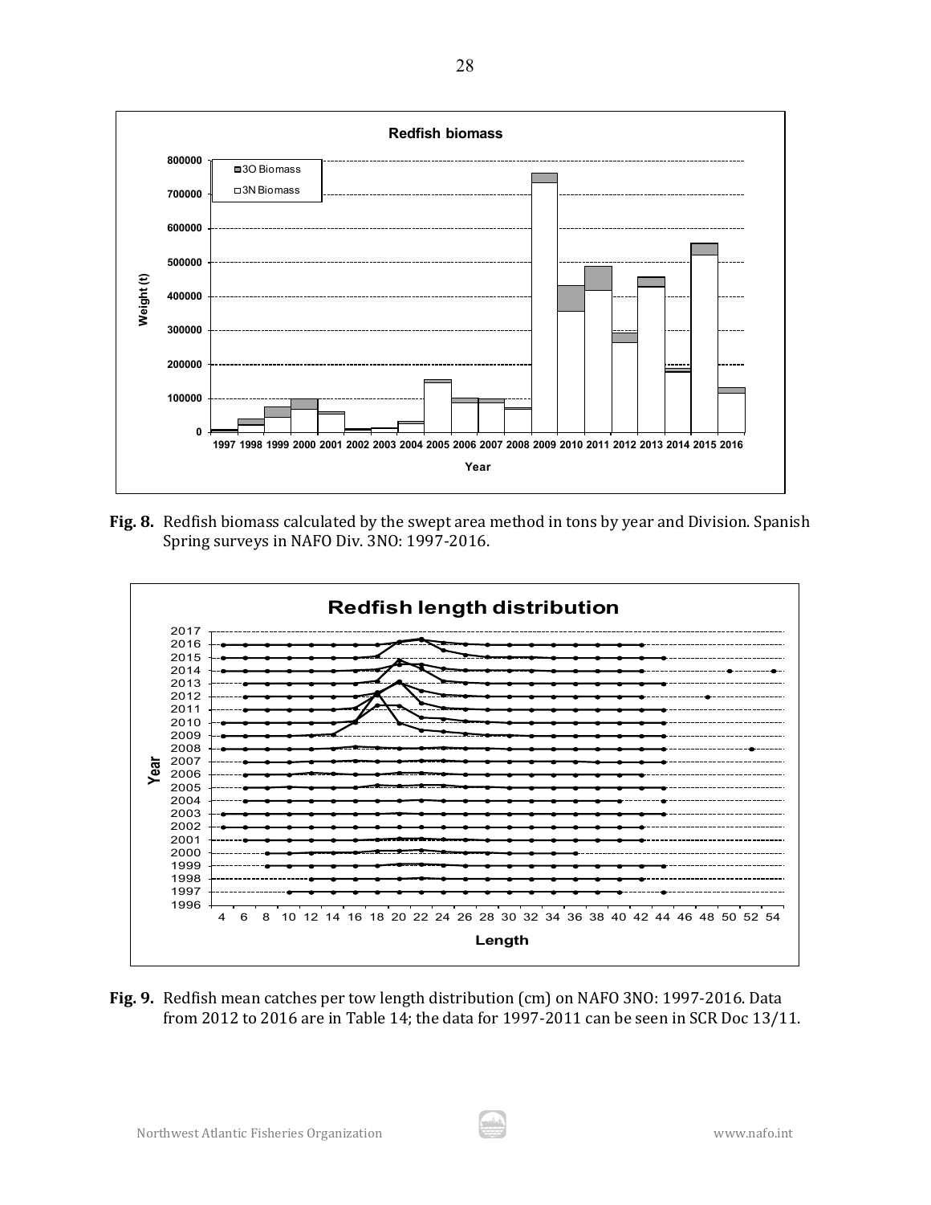**Fig. 8.** Redfish biomass calculated by the swept area method in tons by year and Division. Spanish Spring surveys in NAFO Div. 3NO: 1997-2016.

**Fig. 9.** Redfish mean catches per tow length distribution (cm) on NAFO 3NO: 1997-2016. Data from 2012 to 2016 are in Table 14; the data for 1997-2011 can be seen in SCR Doc 13/11.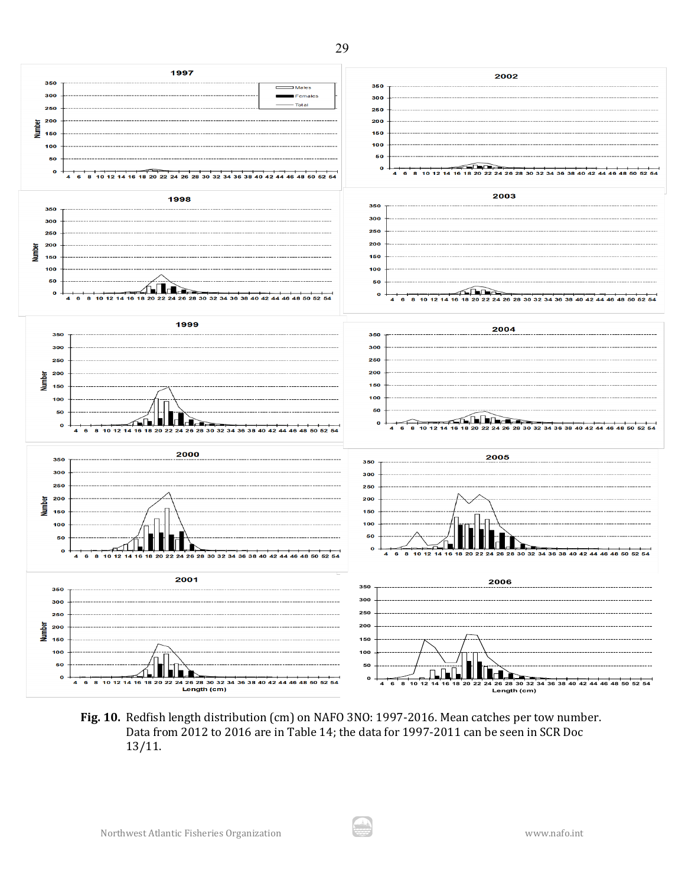**Fig. 10.** Redfish length distribution (cm) on NAFO 3NO: 1997-2016. Mean catches per tow number. Data from 2012 to 2016 are in Table 14; the data for 1997-2011 can be seen in SCR Doc 13/11.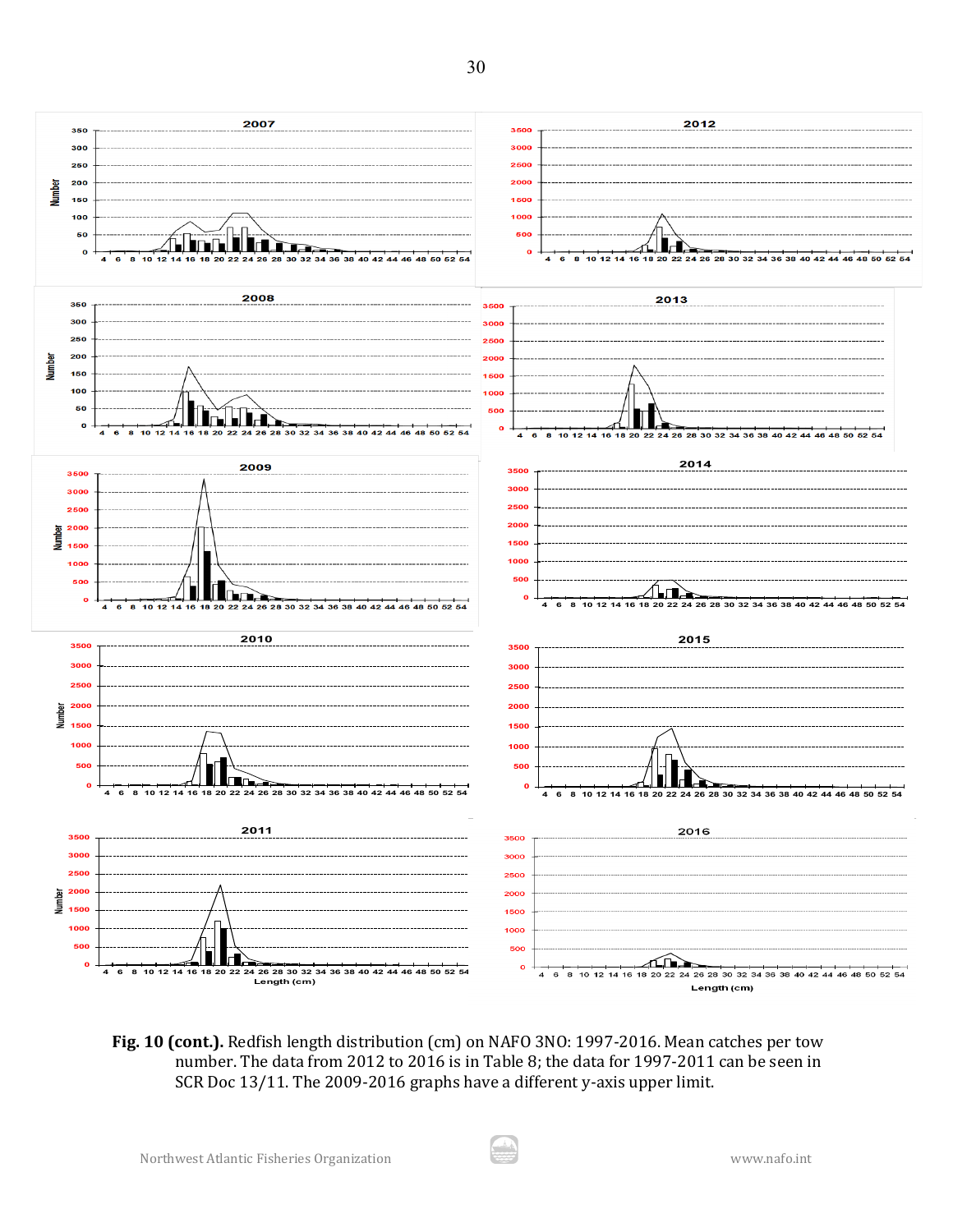**Fig. 10 (cont.).** Redfish length distribution (cm) on NAFO 3NO: 1997-2016. Mean catches per tow number. The data from 2012 to 2016 is in Table 8; the data for 1997-2011 can be seen in SCR Doc 13/11. The 2009-2016 graphs have a different y-axis upper limit.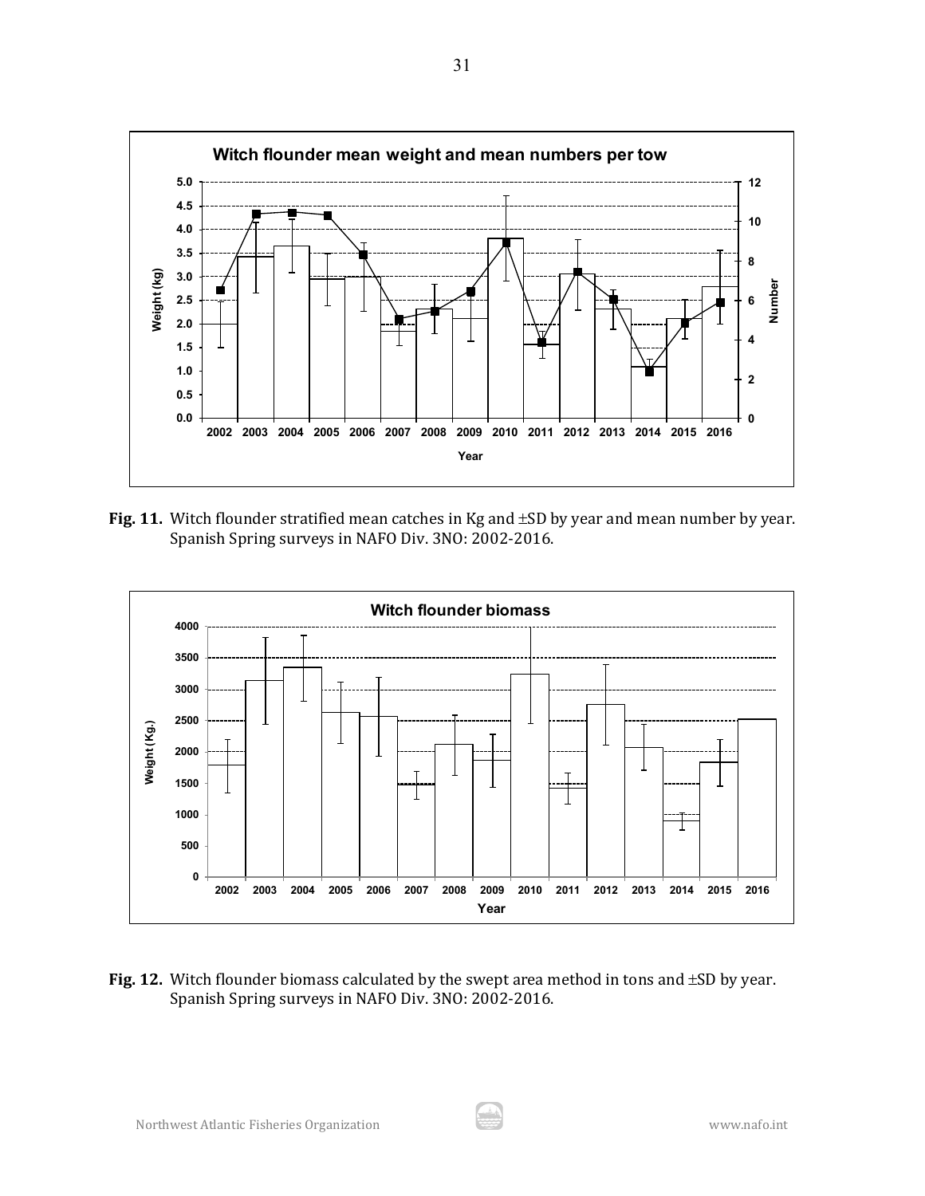**Fig. 11.** Witch flounder stratified mean catches in Kg and ±SD by year and mean number by year. Spanish Spring surveys in NAFO Div. 3NO: 2002-2016.

**Fig. 12.** Witch flounder biomass calculated by the swept area method in tons and ±SD by year. Spanish Spring surveys in NAFO Div. 3NO: 2002-2016.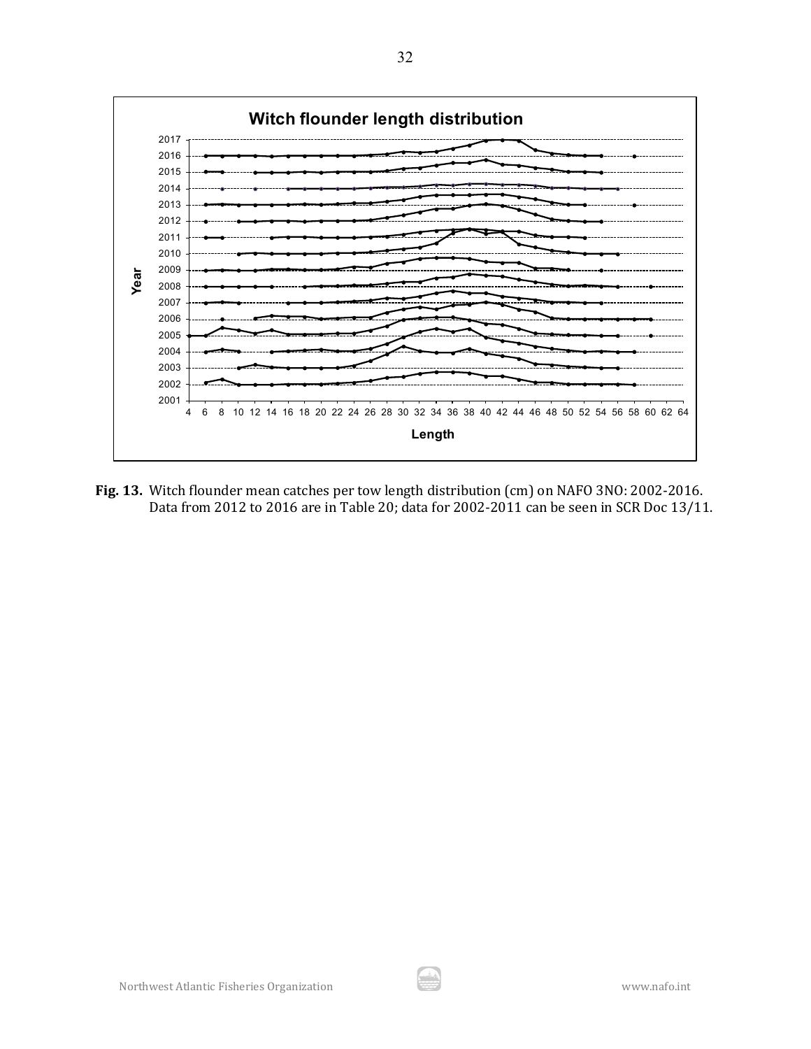**Fig. 13.** Witch flounder mean catches per tow length distribution (cm) on NAFO 3NO: 2002-2016. Data from 2012 to 2016 are in Table 20; data for 2002-2011 can be seen in SCR Doc 13/11.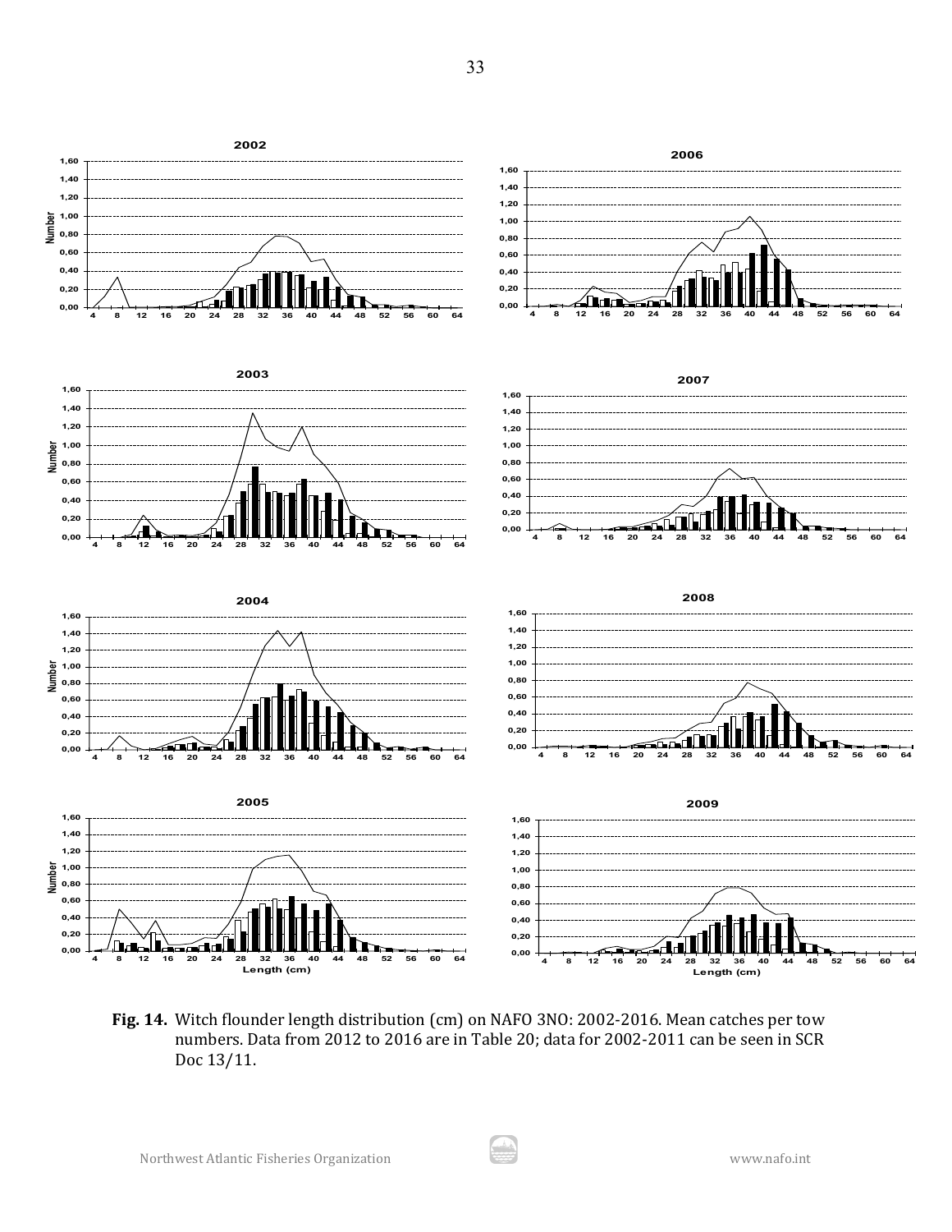**Fig. 14.** Witch flounder length distribution (cm) on NAFO 3NO: 2002-2016. Mean catches per tow numbers. Data from 2012 to 2016 are in Table 20; data for 2002-2011 can be seen in SCR Doc 13/11.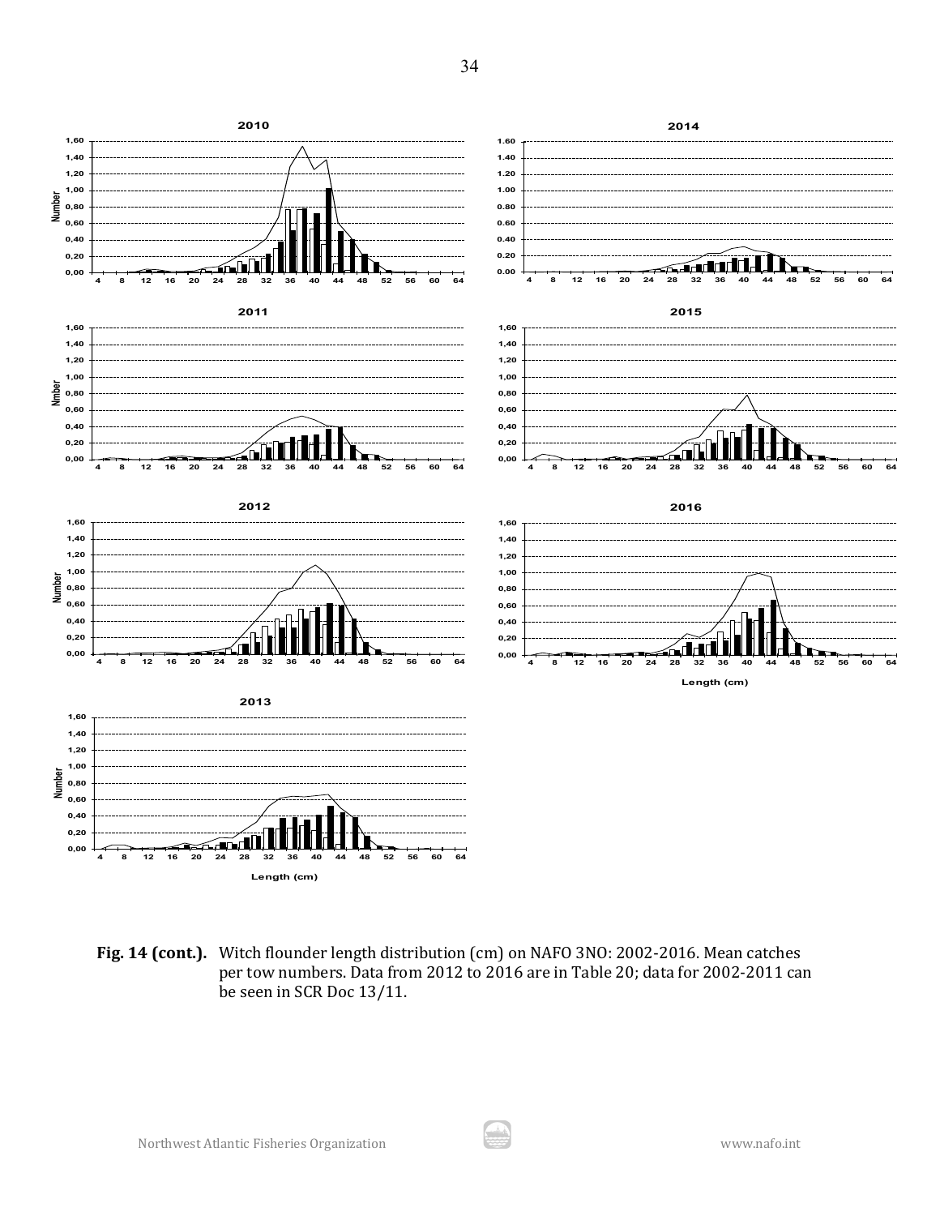2010

1,60
1,40
1,20
1,00
0,80
0,60
0,40
0,20
0,00

Number

4 8 12 16 20 24 28 32 36 40 44 48 52 56 60 64

2014

1.60
1.40
1.20
1.00
0.80
0.60
0.40
0.20
0.00

4 8 12 16 20 24 28 32 36 40 44 48 52 56 60 64

2011

1,60
1,40
1,20
1,00
0,80
0,60
0,40
0,20
0,00

Nmber

4 8 12 16 20 24 28 32 36 40 44 48 52 56 60 64

2015

1,60
1,40
1,20
1,00
0,80
0,60
0,40
0,20
0,00

4 8 12 16 20 24 28 32 36 40 44 48 52 56 60 64

2012

1,60
1,40
1,20
1,00
0,80
0,60
0,40
0,20
0,00

Number

4 8 12 16 20 24 28 32 36 40 44 48 52 56 60 64

2016

1,60
1,40
1,20
1,00
0,80
0,60
0,40
0,20
0,00

4 8 12 16 20 24 28 32 36 40 44 48 52 56 60 64

Length (cm)

2013

1,60
1,40
1,20
1,00
0,80
0,60
0,40
0,20
0,00

Number

4 8 12 16 20 24 28 32 36 40 44 48 52 56 60 64

Length (cm)

**Fig. 14 (cont.).** Witch flounder length distribution (cm) on NAFO 3NO: 2002-2016. Mean catches per tow numbers. Data from 2012 to 2016 are in Table 20; data for 2002-2011 can be seen in SCR Doc 13/11.